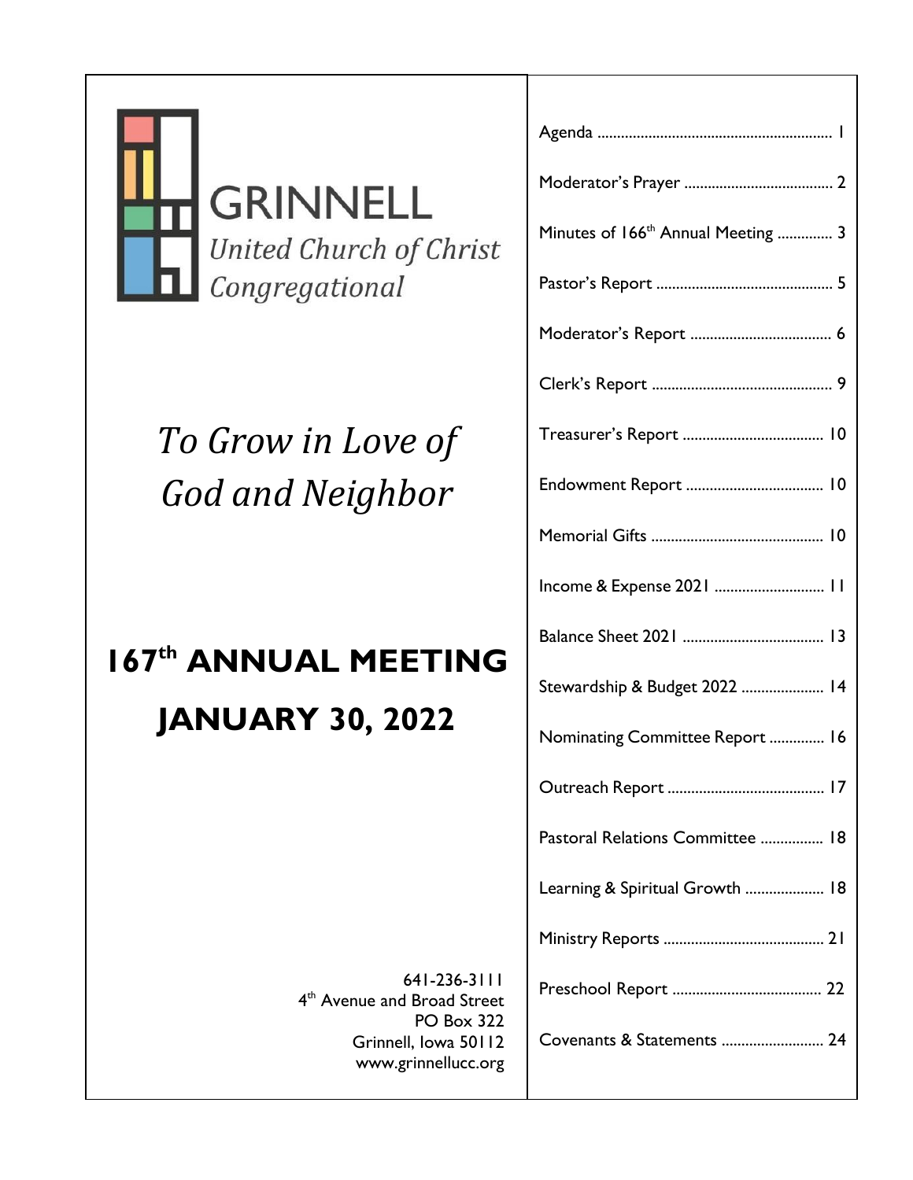GRINNELL

*United Church of Christ*

*Congregational*

*To Grow in Love of God and Neighbor*

# 167th ANNUAL MEETING

# JANUARY 30, 2022

641-236-3111
4th Avenue and Broad Street
PO Box 322
Grinnell, Iowa 50112
www.grinnellucc.org

| | |
|---|---|
| Agenda | 1 |
| Moderator's Prayer | 2 |
| Minutes of 166th Annual Meeting | 3 |
| Pastor's Report | 5 |
| Moderator's Report | 6 |
| Clerk's Report | 9 |
| Treasurer's Report | 10 |
| Endowment Report | 10 |
| Memorial Gifts | 10 |
| Income & Expense 2021 | 11 |
| Balance Sheet 2021 | 13 |
| Stewardship & Budget 2022 | 14 |
| Nominating Committee Report | 16 |
| Outreach Report | 17 |
| Pastoral Relations Committee | 18 |
| Learning & Spiritual Growth | 18 |
| Ministry Reports | 21 |
| Preschool Report | 22 |
| Covenants & Statements | 24 |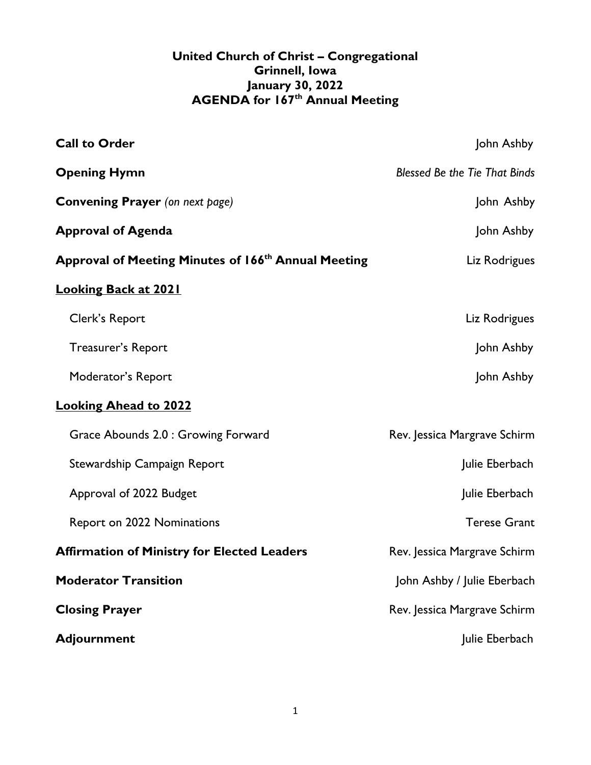# United Church of Christ – Congregational
## Grinnell, Iowa
## January 30, 2022
## AGENDA for 167th Annual Meeting

| | |
|---|---|
| **Call to Order** | John Ashby |
| **Opening Hymn** | *Blessed Be the Tie That Binds* |
| **Convening Prayer** *(on next page)* | John Ashby |
| **Approval of Agenda** | John Ashby |
| **Approval of Meeting Minutes of 166th Annual Meeting** | Liz Rodrigues |
| **<u>Looking Back at 2021</u>** | |
| Clerk's Report | Liz Rodrigues |
| Treasurer's Report | John Ashby |
| Moderator's Report | John Ashby |
| **<u>Looking Ahead to 2022</u>** | |
| Grace Abounds 2.0 : Growing Forward | Rev. Jessica Margrave Schirm |
| Stewardship Campaign Report | Julie Eberbach |
| Approval of 2022 Budget | Julie Eberbach |
| Report on 2022 Nominations | Terese Grant |
| **Affirmation of Ministry for Elected Leaders** | Rev. Jessica Margrave Schirm |
| **Moderator Transition** | John Ashby / Julie Eberbach |
| **Closing Prayer** | Rev. Jessica Margrave Schirm |
| **Adjournment** | Julie Eberbach |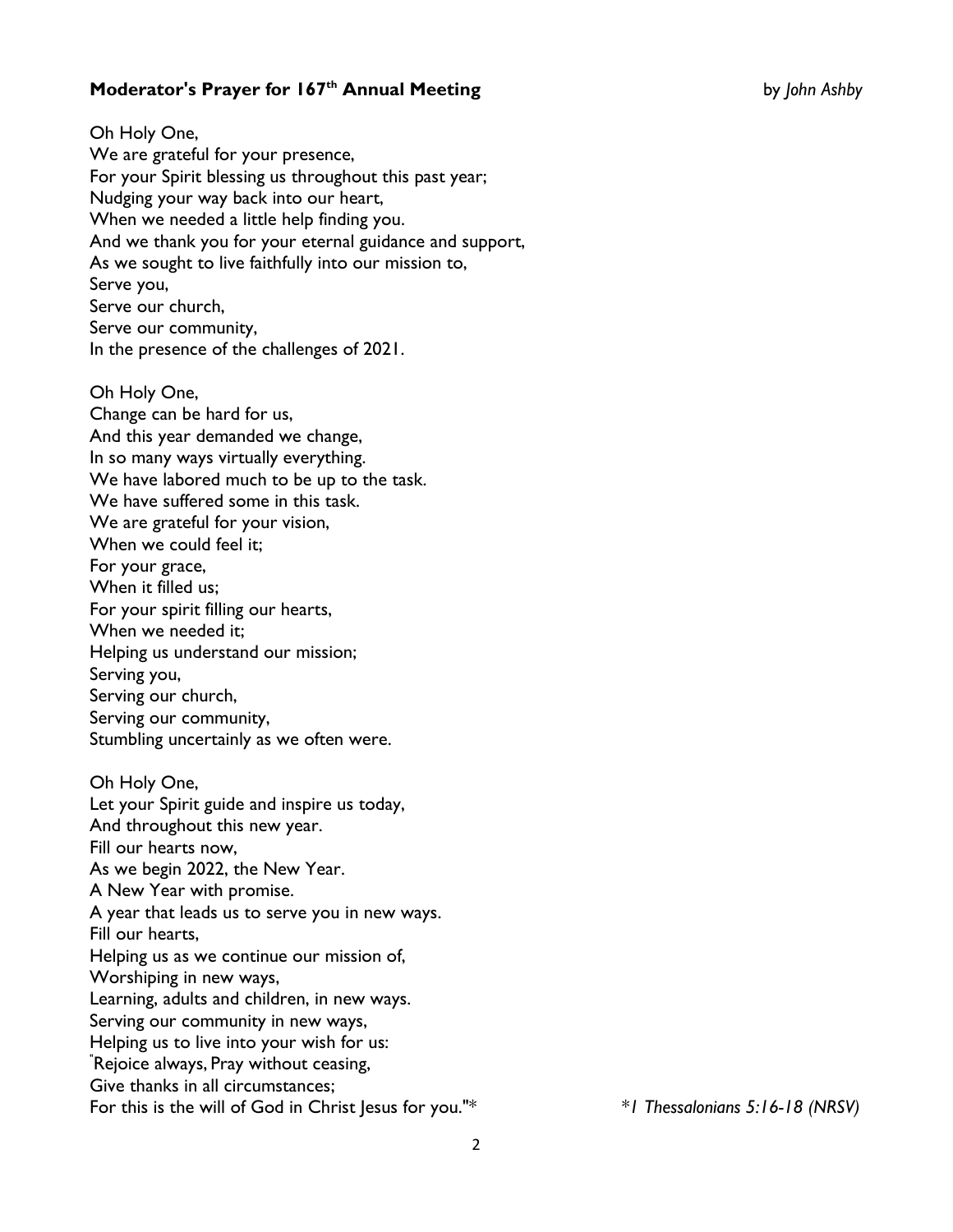**Moderator's Prayer for 167th Annual Meeting** by *John Ashby*

Oh Holy One,
We are grateful for your presence,
For your Spirit blessing us throughout this past year;
Nudging your way back into our heart,
When we needed a little help finding you.
And we thank you for your eternal guidance and support,
As we sought to live faithfully into our mission to,
Serve you,
Serve our church,
Serve our community,
In the presence of the challenges of 2021.

Oh Holy One,
Change can be hard for us,
And this year demanded we change,
In so many ways virtually everything.
We have labored much to be up to the task.
We have suffered some in this task.
We are grateful for your vision,
When we could feel it;
For your grace,
When it filled us;
For your spirit filling our hearts,
When we needed it;
Helping us understand our mission;
Serving you,
Serving our church,
Serving our community,
Stumbling uncertainly as we often were.

Oh Holy One,
Let your Spirit guide and inspire us today,
And throughout this new year.
Fill our hearts now,
As we begin 2022, the New Year.
A New Year with promise.
A year that leads us to serve you in new ways.
Fill our hearts,
Helping us as we continue our mission of,
Worshiping in new ways,
Learning, adults and children, in new ways.
Serving our community in new ways,
Helping us to live into your wish for us:
"Rejoice always, Pray without ceasing,
Give thanks in all circumstances;
For this is the will of God in Christ Jesus for you."*

*\*1 Thessalonians 5:16-18 (NRSV)*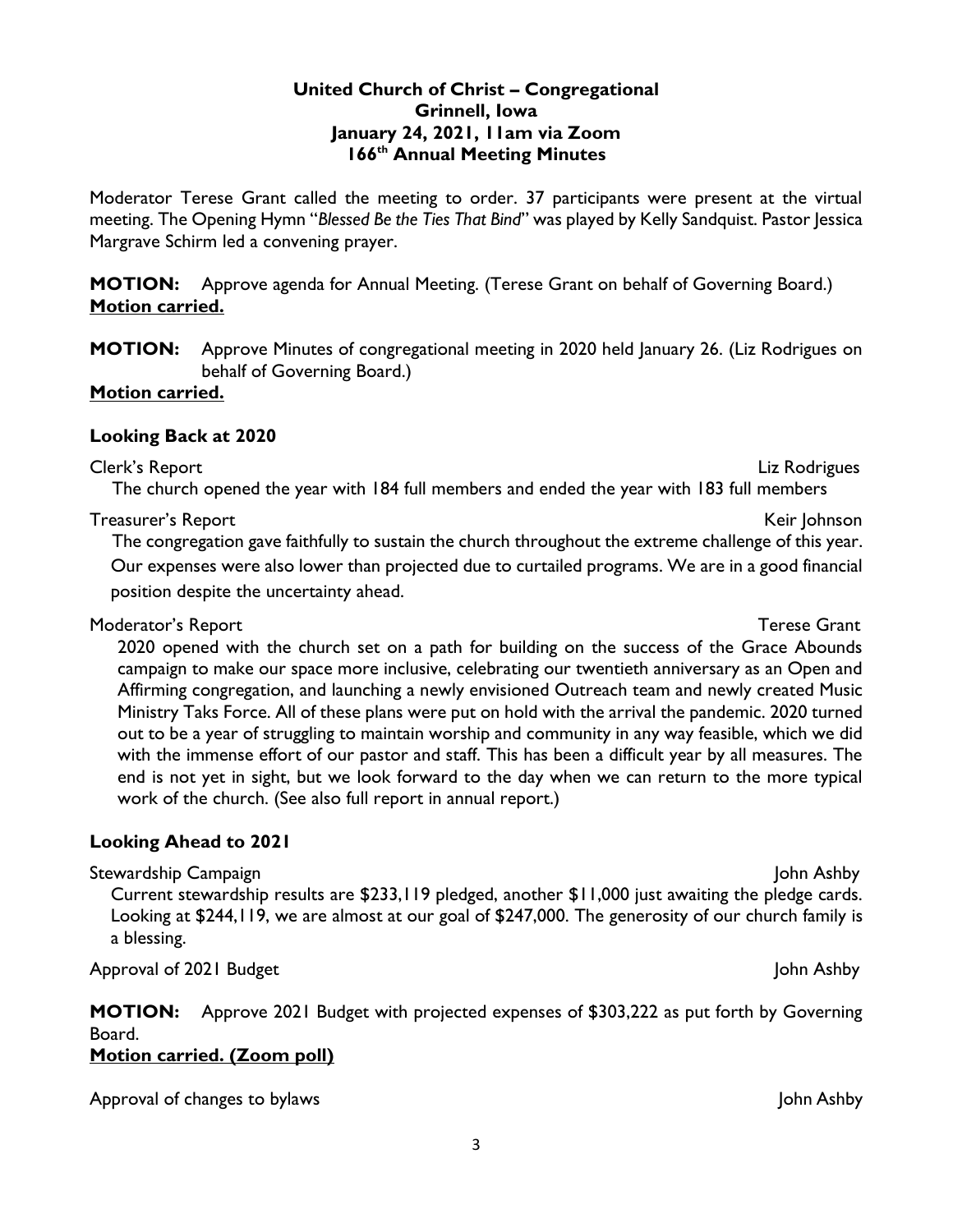**United Church of Christ – Congregational**
**Grinnell, Iowa**
**January 24, 2021, 11am via Zoom**
**166th Annual Meeting Minutes**

Moderator Terese Grant called the meeting to order. 37 participants were present at the virtual meeting. The Opening Hymn "*Blessed Be the Ties That Bind*" was played by Kelly Sandquist. Pastor Jessica Margrave Schirm led a convening prayer.

**MOTION:** Approve agenda for Annual Meeting. (Terese Grant on behalf of Governing Board.)
**Motion carried.**

**MOTION:** Approve Minutes of congregational meeting in 2020 held January 26. (Liz Rodrigues on behalf of Governing Board.)
**Motion carried.**

## Looking Back at 2020

Clerk's Report — Liz Rodrigues

The church opened the year with 184 full members and ended the year with 183 full members

Treasurer's Report — Keir Johnson

The congregation gave faithfully to sustain the church throughout the extreme challenge of this year. Our expenses were also lower than projected due to curtailed programs. We are in a good financial position despite the uncertainty ahead.

Moderator's Report — Terese Grant

2020 opened with the church set on a path for building on the success of the Grace Abounds campaign to make our space more inclusive, celebrating our twentieth anniversary as an Open and Affirming congregation, and launching a newly envisioned Outreach team and newly created Music Ministry Taks Force. All of these plans were put on hold with the arrival the pandemic. 2020 turned out to be a year of struggling to maintain worship and community in any way feasible, which we did with the immense effort of our pastor and staff. This has been a difficult year by all measures. The end is not yet in sight, but we look forward to the day when we can return to the more typical work of the church. (See also full report in annual report.)

## Looking Ahead to 2021

Stewardship Campaign — John Ashby

Current stewardship results are $233,119 pledged, another $11,000 just awaiting the pledge cards. Looking at $244,119, we are almost at our goal of $247,000. The generosity of our church family is a blessing.

Approval of 2021 Budget — John Ashby

**MOTION:** Approve 2021 Budget with projected expenses of $303,222 as put forth by Governing Board.
**Motion carried. (Zoom poll)**

Approval of changes to bylaws — John Ashby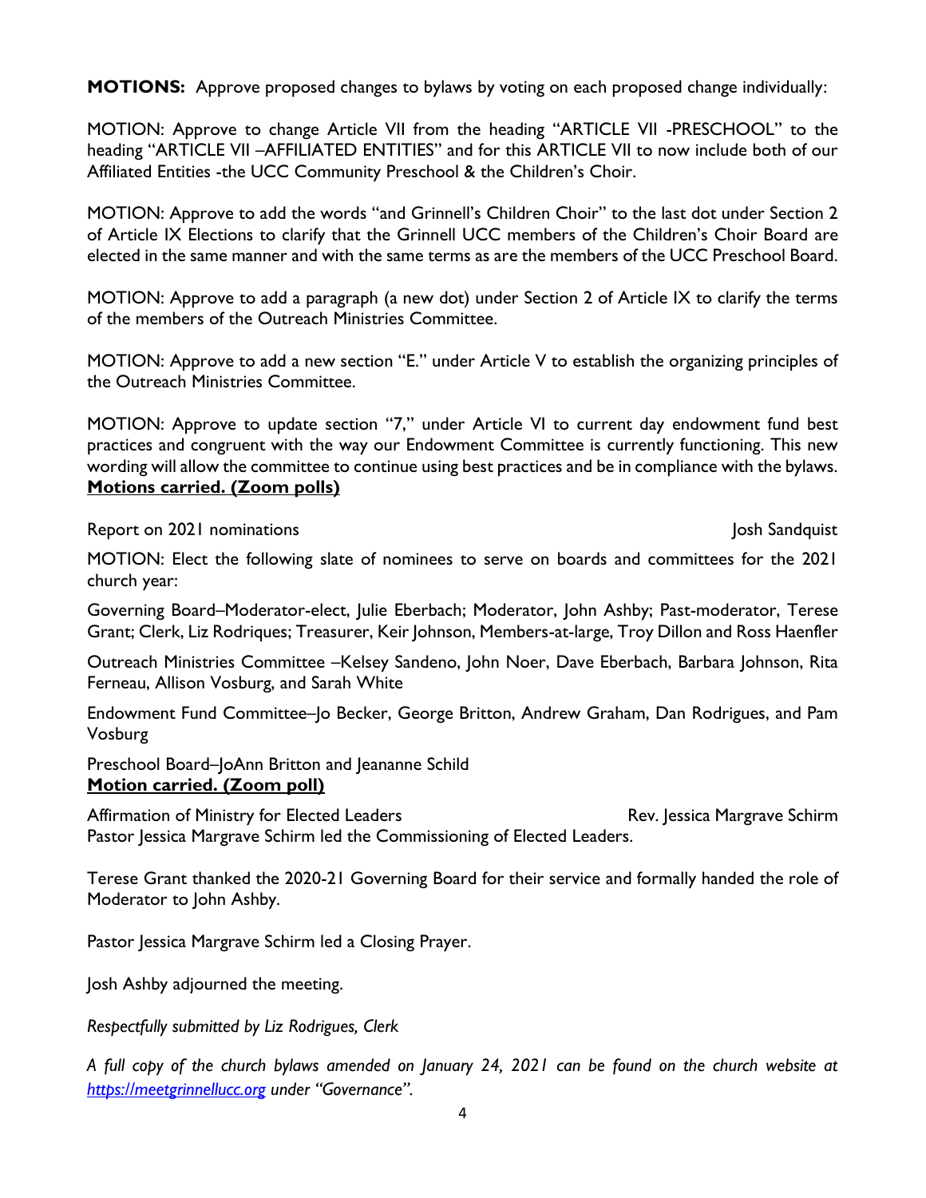**MOTIONS:** Approve proposed changes to bylaws by voting on each proposed change individually:

MOTION: Approve to change Article VII from the heading "ARTICLE VII -PRESCHOOL" to the heading "ARTICLE VII –AFFILIATED ENTITIES" and for this ARTICLE VII to now include both of our Affiliated Entities -the UCC Community Preschool & the Children's Choir.

MOTION: Approve to add the words "and Grinnell's Children Choir" to the last dot under Section 2 of Article IX Elections to clarify that the Grinnell UCC members of the Children's Choir Board are elected in the same manner and with the same terms as are the members of the UCC Preschool Board.

MOTION: Approve to add a paragraph (a new dot) under Section 2 of Article IX to clarify the terms of the members of the Outreach Ministries Committee.

MOTION: Approve to add a new section "E." under Article V to establish the organizing principles of the Outreach Ministries Committee.

MOTION: Approve to update section "7," under Article VI to current day endowment fund best practices and congruent with the way our Endowment Committee is currently functioning. This new wording will allow the committee to continue using best practices and be in compliance with the bylaws.
**Motions carried. (Zoom polls)**

Report on 2021 nominations — Josh Sandquist

MOTION: Elect the following slate of nominees to serve on boards and committees for the 2021 church year:

Governing Board–Moderator-elect, Julie Eberbach; Moderator, John Ashby; Past-moderator, Terese Grant; Clerk, Liz Rodriques; Treasurer, Keir Johnson, Members-at-large, Troy Dillon and Ross Haenfler

Outreach Ministries Committee –Kelsey Sandeno, John Noer, Dave Eberbach, Barbara Johnson, Rita Ferneau, Allison Vosburg, and Sarah White

Endowment Fund Committee–Jo Becker, George Britton, Andrew Graham, Dan Rodrigues, and Pam Vosburg

Preschool Board–JoAnn Britton and Jeananne Schild
**Motion carried. (Zoom poll)**

Affirmation of Ministry for Elected Leaders — Rev. Jessica Margrave Schirm
Pastor Jessica Margrave Schirm led the Commissioning of Elected Leaders.

Terese Grant thanked the 2020-21 Governing Board for their service and formally handed the role of Moderator to John Ashby.

Pastor Jessica Margrave Schirm led a Closing Prayer.

Josh Ashby adjourned the meeting.

*Respectfully submitted by Liz Rodrigues, Clerk*

*A full copy of the church bylaws amended on January 24, 2021 can be found on the church website at [https://meetgrinnellucc.org](https://meetgrinnellucc.org) under "Governance".*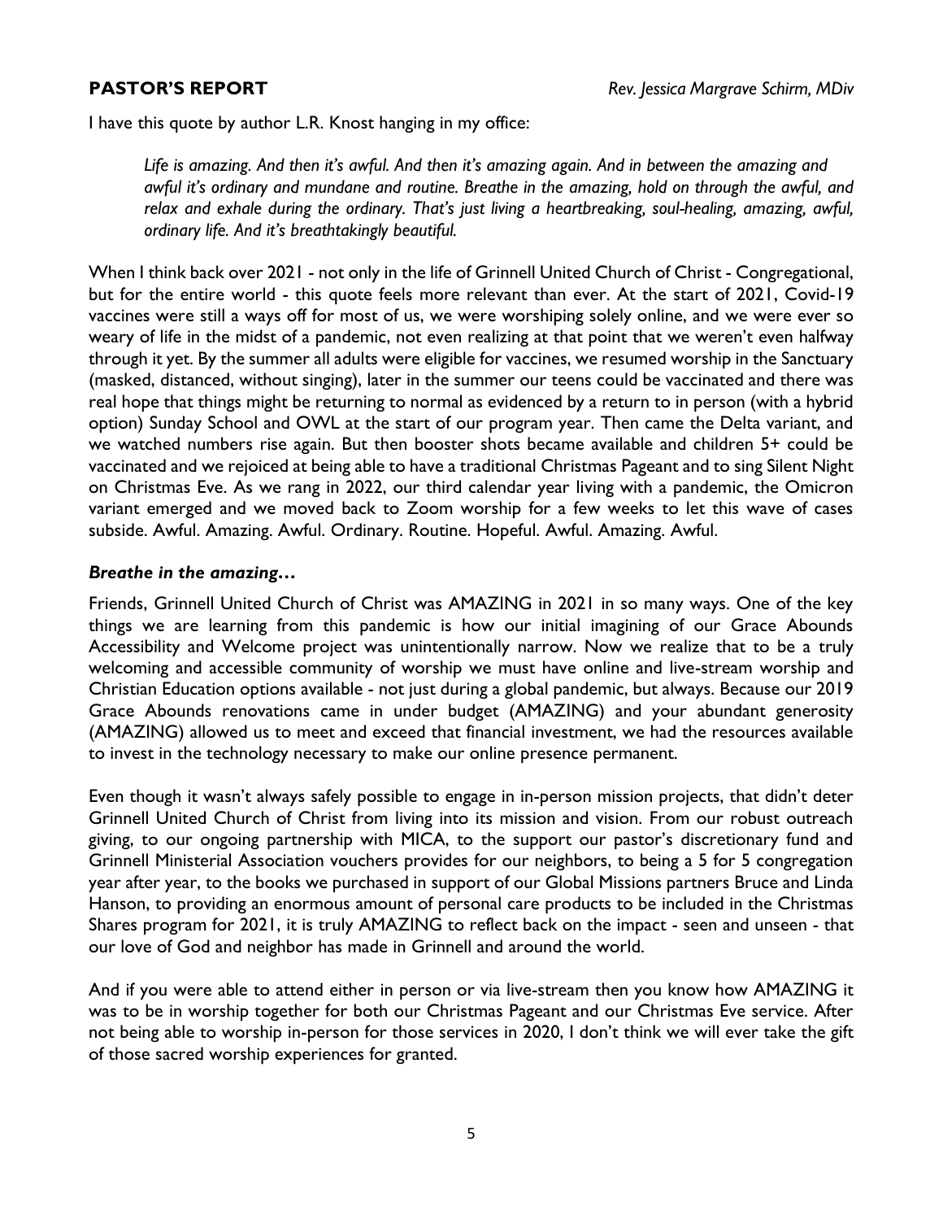## PASTOR'S REPORT

*Rev. Jessica Margrave Schirm, MDiv*

I have this quote by author L.R. Knost hanging in my office:

> *Life is amazing. And then it's awful. And then it's amazing again. And in between the amazing and awful it's ordinary and mundane and routine. Breathe in the amazing, hold on through the awful, and relax and exhale during the ordinary. That's just living a heartbreaking, soul-healing, amazing, awful, ordinary life. And it's breathtakingly beautiful.*

When I think back over 2021 - not only in the life of Grinnell United Church of Christ - Congregational, but for the entire world - this quote feels more relevant than ever. At the start of 2021, Covid-19 vaccines were still a ways off for most of us, we were worshiping solely online, and we were ever so weary of life in the midst of a pandemic, not even realizing at that point that we weren't even halfway through it yet. By the summer all adults were eligible for vaccines, we resumed worship in the Sanctuary (masked, distanced, without singing), later in the summer our teens could be vaccinated and there was real hope that things might be returning to normal as evidenced by a return to in person (with a hybrid option) Sunday School and OWL at the start of our program year. Then came the Delta variant, and we watched numbers rise again. But then booster shots became available and children 5+ could be vaccinated and we rejoiced at being able to have a traditional Christmas Pageant and to sing Silent Night on Christmas Eve. As we rang in 2022, our third calendar year living with a pandemic, the Omicron variant emerged and we moved back to Zoom worship for a few weeks to let this wave of cases subside. Awful. Amazing. Awful. Ordinary. Routine. Hopeful. Awful. Amazing. Awful.

### *Breathe in the amazing…*

Friends, Grinnell United Church of Christ was AMAZING in 2021 in so many ways. One of the key things we are learning from this pandemic is how our initial imagining of our Grace Abounds Accessibility and Welcome project was unintentionally narrow. Now we realize that to be a truly welcoming and accessible community of worship we must have online and live-stream worship and Christian Education options available - not just during a global pandemic, but always. Because our 2019 Grace Abounds renovations came in under budget (AMAZING) and your abundant generosity (AMAZING) allowed us to meet and exceed that financial investment, we had the resources available to invest in the technology necessary to make our online presence permanent.

Even though it wasn't always safely possible to engage in in-person mission projects, that didn't deter Grinnell United Church of Christ from living into its mission and vision. From our robust outreach giving, to our ongoing partnership with MICA, to the support our pastor's discretionary fund and Grinnell Ministerial Association vouchers provides for our neighbors, to being a 5 for 5 congregation year after year, to the books we purchased in support of our Global Missions partners Bruce and Linda Hanson, to providing an enormous amount of personal care products to be included in the Christmas Shares program for 2021, it is truly AMAZING to reflect back on the impact - seen and unseen - that our love of God and neighbor has made in Grinnell and around the world.

And if you were able to attend either in person or via live-stream then you know how AMAZING it was to be in worship together for both our Christmas Pageant and our Christmas Eve service. After not being able to worship in-person for those services in 2020, I don't think we will ever take the gift of those sacred worship experiences for granted.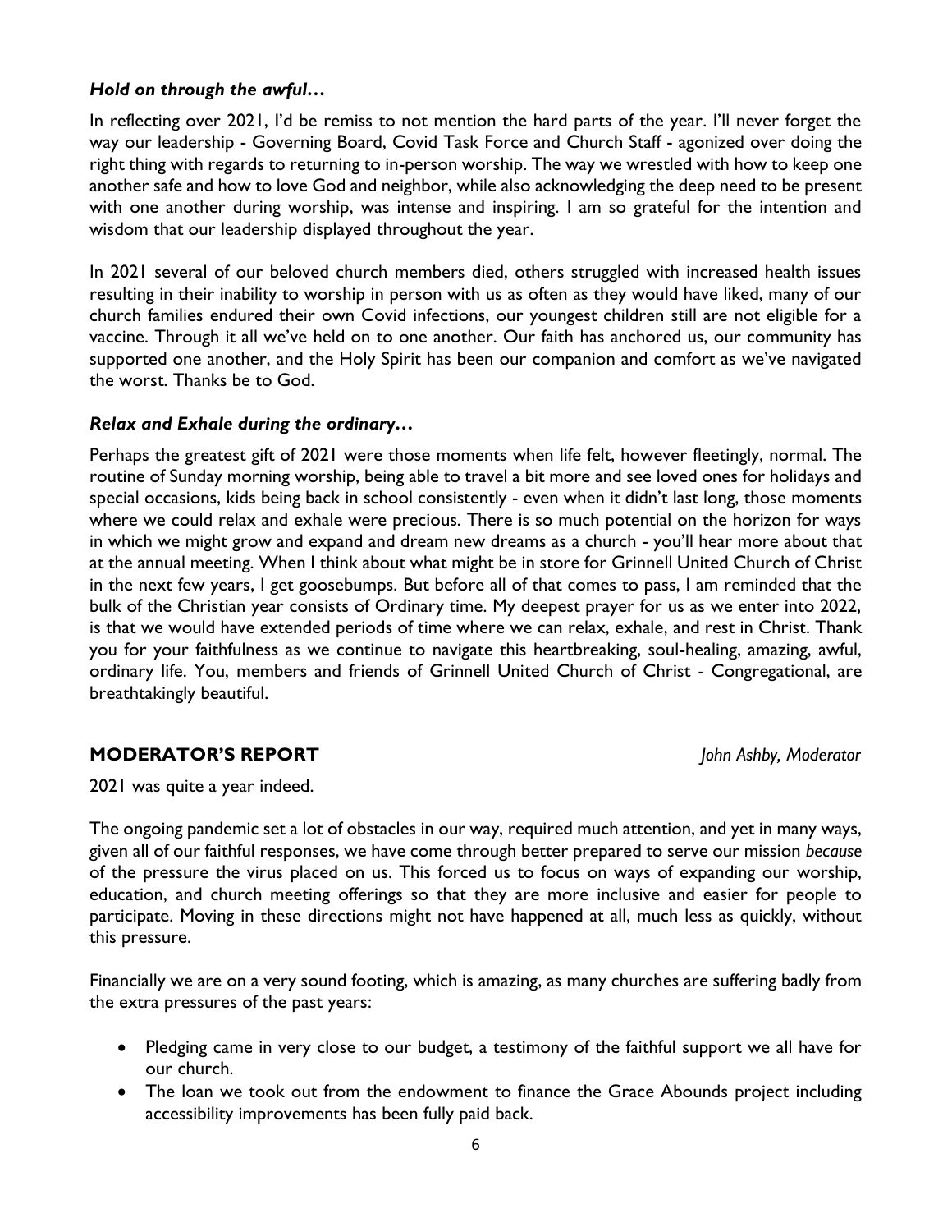***Hold on through the awful…***

In reflecting over 2021, I'd be remiss to not mention the hard parts of the year. I'll never forget the way our leadership - Governing Board, Covid Task Force and Church Staff - agonized over doing the right thing with regards to returning to in-person worship. The way we wrestled with how to keep one another safe and how to love God and neighbor, while also acknowledging the deep need to be present with one another during worship, was intense and inspiring. I am so grateful for the intention and wisdom that our leadership displayed throughout the year.

In 2021 several of our beloved church members died, others struggled with increased health issues resulting in their inability to worship in person with us as often as they would have liked, many of our church families endured their own Covid infections, our youngest children still are not eligible for a vaccine. Through it all we've held on to one another. Our faith has anchored us, our community has supported one another, and the Holy Spirit has been our companion and comfort as we've navigated the worst. Thanks be to God.

***Relax and Exhale during the ordinary…***

Perhaps the greatest gift of 2021 were those moments when life felt, however fleetingly, normal. The routine of Sunday morning worship, being able to travel a bit more and see loved ones for holidays and special occasions, kids being back in school consistently - even when it didn't last long, those moments where we could relax and exhale were precious. There is so much potential on the horizon for ways in which we might grow and expand and dream new dreams as a church - you'll hear more about that at the annual meeting. When I think about what might be in store for Grinnell United Church of Christ in the next few years, I get goosebumps. But before all of that comes to pass, I am reminded that the bulk of the Christian year consists of Ordinary time. My deepest prayer for us as we enter into 2022, is that we would have extended periods of time where we can relax, exhale, and rest in Christ. Thank you for your faithfulness as we continue to navigate this heartbreaking, soul-healing, amazing, awful, ordinary life. You, members and friends of Grinnell United Church of Christ - Congregational, are breathtakingly beautiful.

## MODERATOR'S REPORT

*John Ashby, Moderator*

2021 was quite a year indeed.

The ongoing pandemic set a lot of obstacles in our way, required much attention, and yet in many ways, given all of our faithful responses, we have come through better prepared to serve our mission *because* of the pressure the virus placed on us. This forced us to focus on ways of expanding our worship, education, and church meeting offerings so that they are more inclusive and easier for people to participate. Moving in these directions might not have happened at all, much less as quickly, without this pressure.

Financially we are on a very sound footing, which is amazing, as many churches are suffering badly from the extra pressures of the past years:

- Pledging came in very close to our budget, a testimony of the faithful support we all have for our church.
- The loan we took out from the endowment to finance the Grace Abounds project including accessibility improvements has been fully paid back.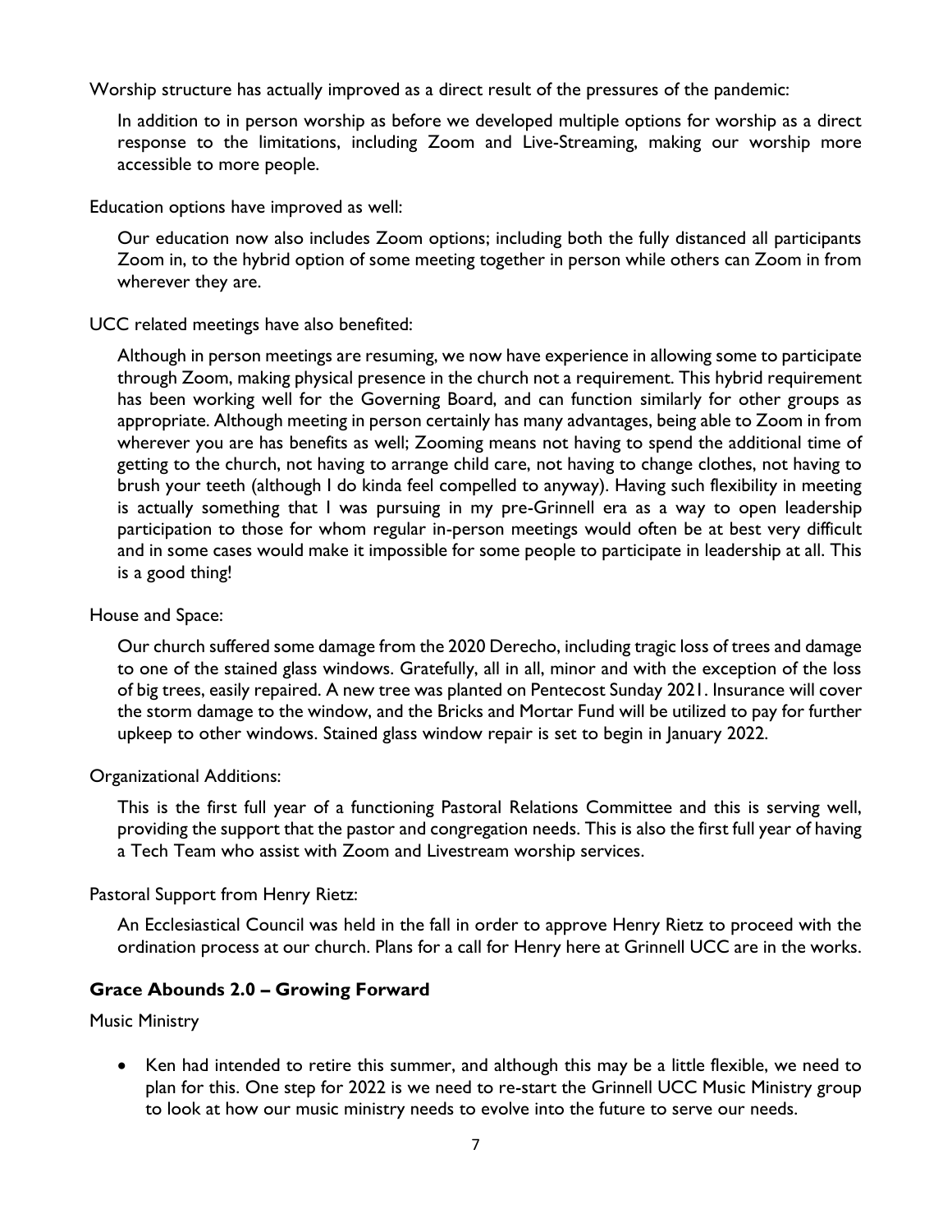Worship structure has actually improved as a direct result of the pressures of the pandemic:

In addition to in person worship as before we developed multiple options for worship as a direct response to the limitations, including Zoom and Live-Streaming, making our worship more accessible to more people.

Education options have improved as well:

Our education now also includes Zoom options; including both the fully distanced all participants Zoom in, to the hybrid option of some meeting together in person while others can Zoom in from wherever they are.

UCC related meetings have also benefited:

Although in person meetings are resuming, we now have experience in allowing some to participate through Zoom, making physical presence in the church not a requirement. This hybrid requirement has been working well for the Governing Board, and can function similarly for other groups as appropriate. Although meeting in person certainly has many advantages, being able to Zoom in from wherever you are has benefits as well; Zooming means not having to spend the additional time of getting to the church, not having to arrange child care, not having to change clothes, not having to brush your teeth (although I do kinda feel compelled to anyway). Having such flexibility in meeting is actually something that I was pursuing in my pre-Grinnell era as a way to open leadership participation to those for whom regular in-person meetings would often be at best very difficult and in some cases would make it impossible for some people to participate in leadership at all. This is a good thing!

House and Space:

Our church suffered some damage from the 2020 Derecho, including tragic loss of trees and damage to one of the stained glass windows. Gratefully, all in all, minor and with the exception of the loss of big trees, easily repaired. A new tree was planted on Pentecost Sunday 2021. Insurance will cover the storm damage to the window, and the Bricks and Mortar Fund will be utilized to pay for further upkeep to other windows. Stained glass window repair is set to begin in January 2022.

Organizational Additions:

This is the first full year of a functioning Pastoral Relations Committee and this is serving well, providing the support that the pastor and congregation needs. This is also the first full year of having a Tech Team who assist with Zoom and Livestream worship services.

Pastoral Support from Henry Rietz:

An Ecclesiastical Council was held in the fall in order to approve Henry Rietz to proceed with the ordination process at our church. Plans for a call for Henry here at Grinnell UCC are in the works.

### Grace Abounds 2.0 – Growing Forward

Music Ministry

- Ken had intended to retire this summer, and although this may be a little flexible, we need to plan for this. One step for 2022 is we need to re-start the Grinnell UCC Music Ministry group to look at how our music ministry needs to evolve into the future to serve our needs.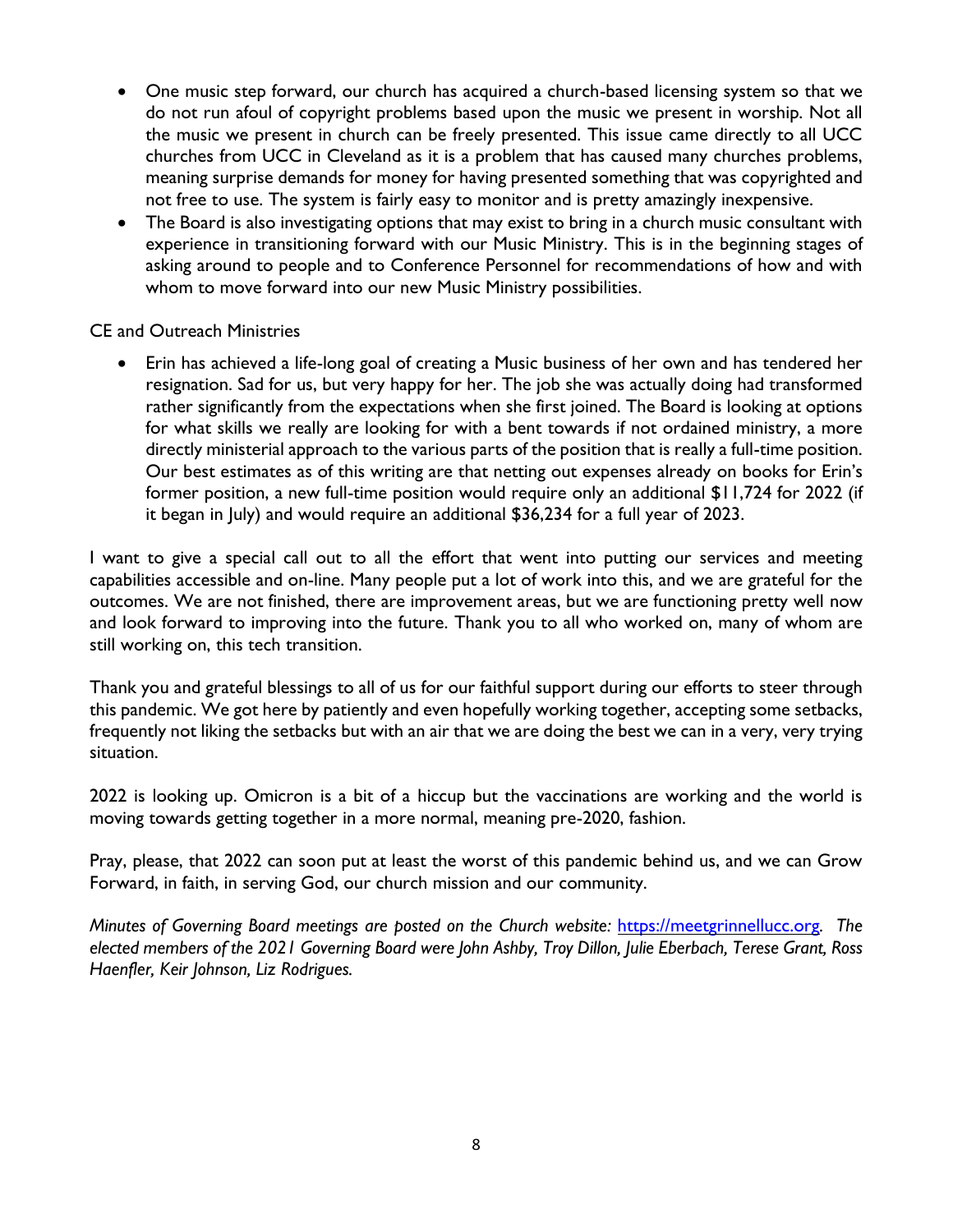- One music step forward, our church has acquired a church-based licensing system so that we do not run afoul of copyright problems based upon the music we present in worship. Not all the music we present in church can be freely presented. This issue came directly to all UCC churches from UCC in Cleveland as it is a problem that has caused many churches problems, meaning surprise demands for money for having presented something that was copyrighted and not free to use. The system is fairly easy to monitor and is pretty amazingly inexpensive.
- The Board is also investigating options that may exist to bring in a church music consultant with experience in transitioning forward with our Music Ministry. This is in the beginning stages of asking around to people and to Conference Personnel for recommendations of how and with whom to move forward into our new Music Ministry possibilities.

CE and Outreach Ministries

- Erin has achieved a life-long goal of creating a Music business of her own and has tendered her resignation. Sad for us, but very happy for her. The job she was actually doing had transformed rather significantly from the expectations when she first joined. The Board is looking at options for what skills we really are looking for with a bent towards if not ordained ministry, a more directly ministerial approach to the various parts of the position that is really a full-time position. Our best estimates as of this writing are that netting out expenses already on books for Erin's former position, a new full-time position would require only an additional $11,724 for 2022 (if it began in July) and would require an additional $36,234 for a full year of 2023.

I want to give a special call out to all the effort that went into putting our services and meeting capabilities accessible and on-line. Many people put a lot of work into this, and we are grateful for the outcomes. We are not finished, there are improvement areas, but we are functioning pretty well now and look forward to improving into the future. Thank you to all who worked on, many of whom are still working on, this tech transition.

Thank you and grateful blessings to all of us for our faithful support during our efforts to steer through this pandemic. We got here by patiently and even hopefully working together, accepting some setbacks, frequently not liking the setbacks but with an air that we are doing the best we can in a very, very trying situation.

2022 is looking up. Omicron is a bit of a hiccup but the vaccinations are working and the world is moving towards getting together in a more normal, meaning pre-2020, fashion.

Pray, please, that 2022 can soon put at least the worst of this pandemic behind us, and we can Grow Forward, in faith, in serving God, our church mission and our community.

*Minutes of Governing Board meetings are posted on the Church website:* [https://meetgrinnellucc.org](https://meetgrinnellucc.org). *The elected members of the 2021 Governing Board were John Ashby, Troy Dillon, Julie Eberbach, Terese Grant, Ross Haenfler, Keir Johnson, Liz Rodrigues.*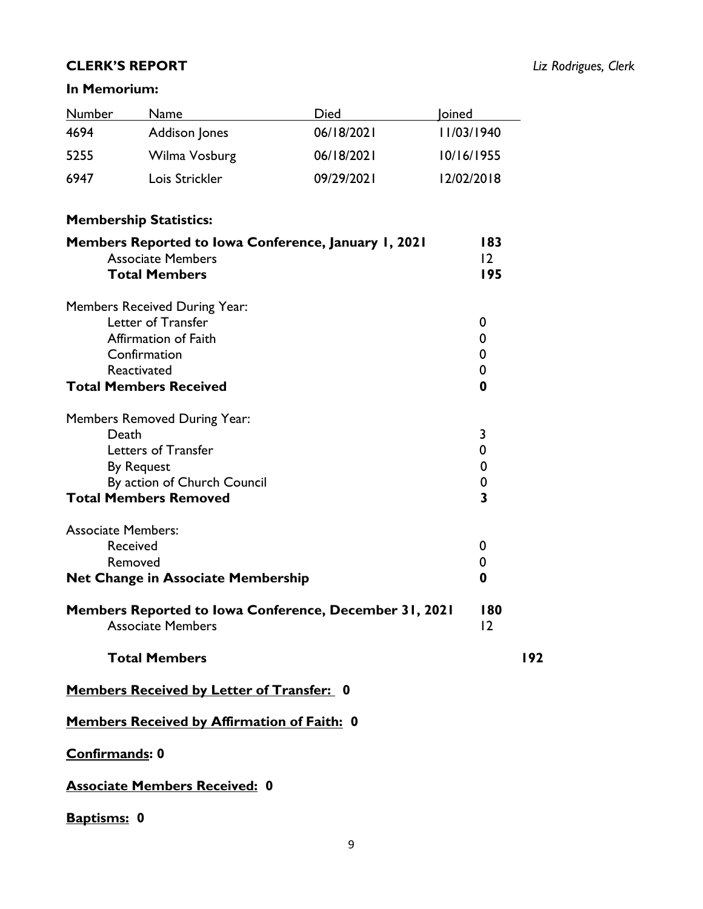## CLERK'S REPORT

*Liz Rodrigues, Clerk*

### In Memorium:

| Number | Name | Died | Joined |
|---|---|---|---|
| 4694 | Addison Jones | 06/18/2021 | 11/03/1940 |
| 5255 | Wilma Vosburg | 06/18/2021 | 10/16/1955 |
| 6947 | Lois Strickler | 09/29/2021 | 12/02/2018 |

### Membership Statistics:

| | |
|---|---|
| **Members Reported to Iowa Conference, January 1, 2021** | **183** |
| Associate Members | 12 |
| **Total Members** | **195** |
| | |
| Members Received During Year: | |
| Letter of Transfer | 0 |
| Affirmation of Faith | 0 |
| Confirmation | 0 |
| Reactivated | 0 |
| **Total Members Received** | **0** |
| | |
| Members Removed During Year: | |
| Death | 3 |
| Letters of Transfer | 0 |
| By Request | 0 |
| By action of Church Council | 0 |
| **Total Members Removed** | **3** |
| | |
| Associate Members: | |
| Received | 0 |
| Removed | 0 |
| **Net Change in Associate Membership** | **0** |
| | |
| **Members Reported to Iowa Conference, December 31, 2021** | **180** |
| Associate Members | 12 |
| | |
| **Total Members** | **192** |

**<u>Members Received by Letter of Transfer:</u> 0**

**<u>Members Received by Affirmation of Faith:</u> 0**

**<u>Confirmands</u>: 0**

**<u>Associate Members Received:</u> 0**

**<u>Baptisms:</u> 0**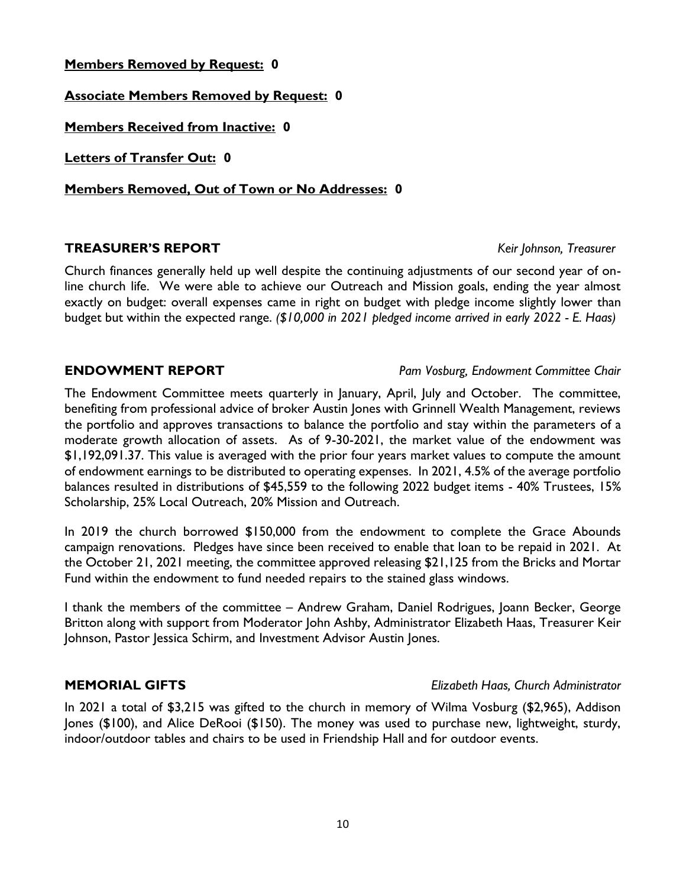**Members Removed by Request: 0**

**Associate Members Removed by Request: 0**

**Members Received from Inactive: 0**

**Letters of Transfer Out: 0**

**Members Removed, Out of Town or No Addresses: 0**

## TREASURER'S REPORT

*Keir Johnson, Treasurer*

Church finances generally held up well despite the continuing adjustments of our second year of on-line church life. We were able to achieve our Outreach and Mission goals, ending the year almost exactly on budget: overall expenses came in right on budget with pledge income slightly lower than budget but within the expected range. *($10,000 in 2021 pledged income arrived in early 2022 - E. Haas)*

## ENDOWMENT REPORT

*Pam Vosburg, Endowment Committee Chair*

The Endowment Committee meets quarterly in January, April, July and October. The committee, benefiting from professional advice of broker Austin Jones with Grinnell Wealth Management, reviews the portfolio and approves transactions to balance the portfolio and stay within the parameters of a moderate growth allocation of assets. As of 9-30-2021, the market value of the endowment was $1,192,091.37. This value is averaged with the prior four years market values to compute the amount of endowment earnings to be distributed to operating expenses. In 2021, 4.5% of the average portfolio balances resulted in distributions of $45,559 to the following 2022 budget items - 40% Trustees, 15% Scholarship, 25% Local Outreach, 20% Mission and Outreach.

In 2019 the church borrowed $150,000 from the endowment to complete the Grace Abounds campaign renovations. Pledges have since been received to enable that loan to be repaid in 2021. At the October 21, 2021 meeting, the committee approved releasing $21,125 from the Bricks and Mortar Fund within the endowment to fund needed repairs to the stained glass windows.

I thank the members of the committee – Andrew Graham, Daniel Rodrigues, Joann Becker, George Britton along with support from Moderator John Ashby, Administrator Elizabeth Haas, Treasurer Keir Johnson, Pastor Jessica Schirm, and Investment Advisor Austin Jones.

## MEMORIAL GIFTS

*Elizabeth Haas, Church Administrator*

In 2021 a total of $3,215 was gifted to the church in memory of Wilma Vosburg ($2,965), Addison Jones ($100), and Alice DeRooi ($150). The money was used to purchase new, lightweight, sturdy, indoor/outdoor tables and chairs to be used in Friendship Hall and for outdoor events.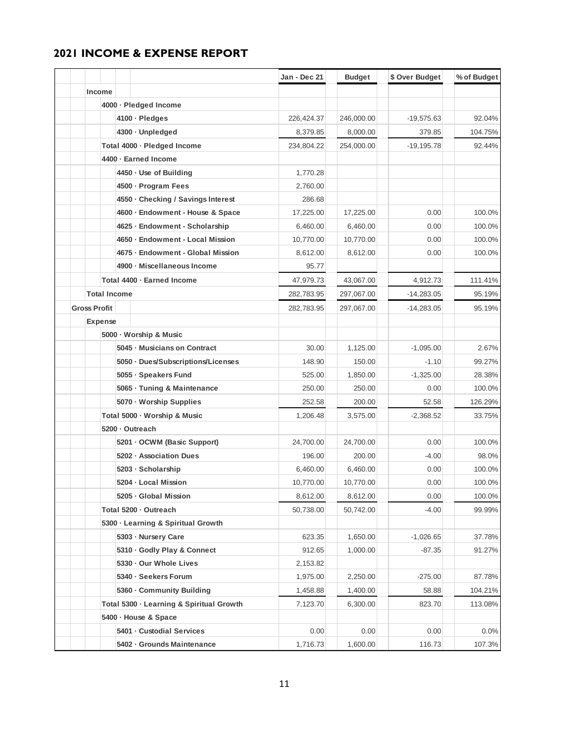## 2021 INCOME & EXPENSE REPORT

| | Jan - Dec 21 | Budget | $ Over Budget | % of Budget |
|---|---|---|---|---|
| **Income** | | | | |
| **4000 · Pledged Income** | | | | |
| **4100 · Pledges** | 226,424.37 | 246,000.00 | -19,575.63 | 92.04% |
| **4300 · Unpledged** | 8,379.85 | 8,000.00 | 379.85 | 104.75% |
| **Total 4000 · Pledged Income** | 234,804.22 | 254,000.00 | -19,195.78 | 92.44% |
| **4400 · Earned Income** | | | | |
| **4450 · Use of Building** | 1,770.28 | | | |
| **4500 · Program Fees** | 2,760.00 | | | |
| **4550 · Checking / Savings Interest** | 286.68 | | | |
| **4600 · Endowment - House & Space** | 17,225.00 | 17,225.00 | 0.00 | 100.0% |
| **4625 · Endowment - Scholarship** | 6,460.00 | 6,460.00 | 0.00 | 100.0% |
| **4650 · Endowment - Local Mission** | 10,770.00 | 10,770.00 | 0.00 | 100.0% |
| **4675 · Endowment - Global Mission** | 8,612.00 | 8,612.00 | 0.00 | 100.0% |
| **4900 · Miscellaneous Income** | 95.77 | | | |
| **Total 4400 · Earned Income** | 47,979.73 | 43,067.00 | 4,912.73 | 111.41% |
| **Total Income** | 282,783.95 | 297,067.00 | -14,283.05 | 95.19% |
| **Gross Profit** | 282,783.95 | 297,067.00 | -14,283.05 | 95.19% |
| **Expense** | | | | |
| **5000 · Worship & Music** | | | | |
| **5045 · Musicians on Contract** | 30.00 | 1,125.00 | -1,095.00 | 2.67% |
| **5050 · Dues/Subscriptions/Licenses** | 148.90 | 150.00 | -1.10 | 99.27% |
| **5055 · Speakers Fund** | 525.00 | 1,850.00 | -1,325.00 | 28.38% |
| **5065 · Tuning & Maintenance** | 250.00 | 250.00 | 0.00 | 100.0% |
| **5070 · Worship Supplies** | 252.58 | 200.00 | 52.58 | 126.29% |
| **Total 5000 · Worship & Music** | 1,206.48 | 3,575.00 | -2,368.52 | 33.75% |
| **5200 · Outreach** | | | | |
| **5201 · OCWM (Basic Support)** | 24,700.00 | 24,700.00 | 0.00 | 100.0% |
| **5202 · Association Dues** | 196.00 | 200.00 | -4.00 | 98.0% |
| **5203 · Scholarship** | 6,460.00 | 6,460.00 | 0.00 | 100.0% |
| **5204 · Local Mission** | 10,770.00 | 10,770.00 | 0.00 | 100.0% |
| **5205 · Global Mission** | 8,612.00 | 8,612.00 | 0.00 | 100.0% |
| **Total 5200 · Outreach** | 50,738.00 | 50,742.00 | -4.00 | 99.99% |
| **5300 · Learning & Spiritual Growth** | | | | |
| **5303 · Nursery Care** | 623.35 | 1,650.00 | -1,026.65 | 37.78% |
| **5310 · Godly Play & Connect** | 912.65 | 1,000.00 | -87.35 | 91.27% |
| **5330 · Our Whole Lives** | 2,153.82 | | | |
| **5340 · Seekers Forum** | 1,975.00 | 2,250.00 | -275.00 | 87.78% |
| **5360 · Community Building** | 1,458.88 | 1,400.00 | 58.88 | 104.21% |
| **Total 5300 · Learning & Spiritual Growth** | 7,123.70 | 6,300.00 | 823.70 | 113.08% |
| **5400 · House & Space** | | | | |
| **5401 · Custodial Services** | 0.00 | 0.00 | 0.00 | 0.0% |
| **5402 · Grounds Maintenance** | 1,716.73 | 1,600.00 | 116.73 | 107.3% |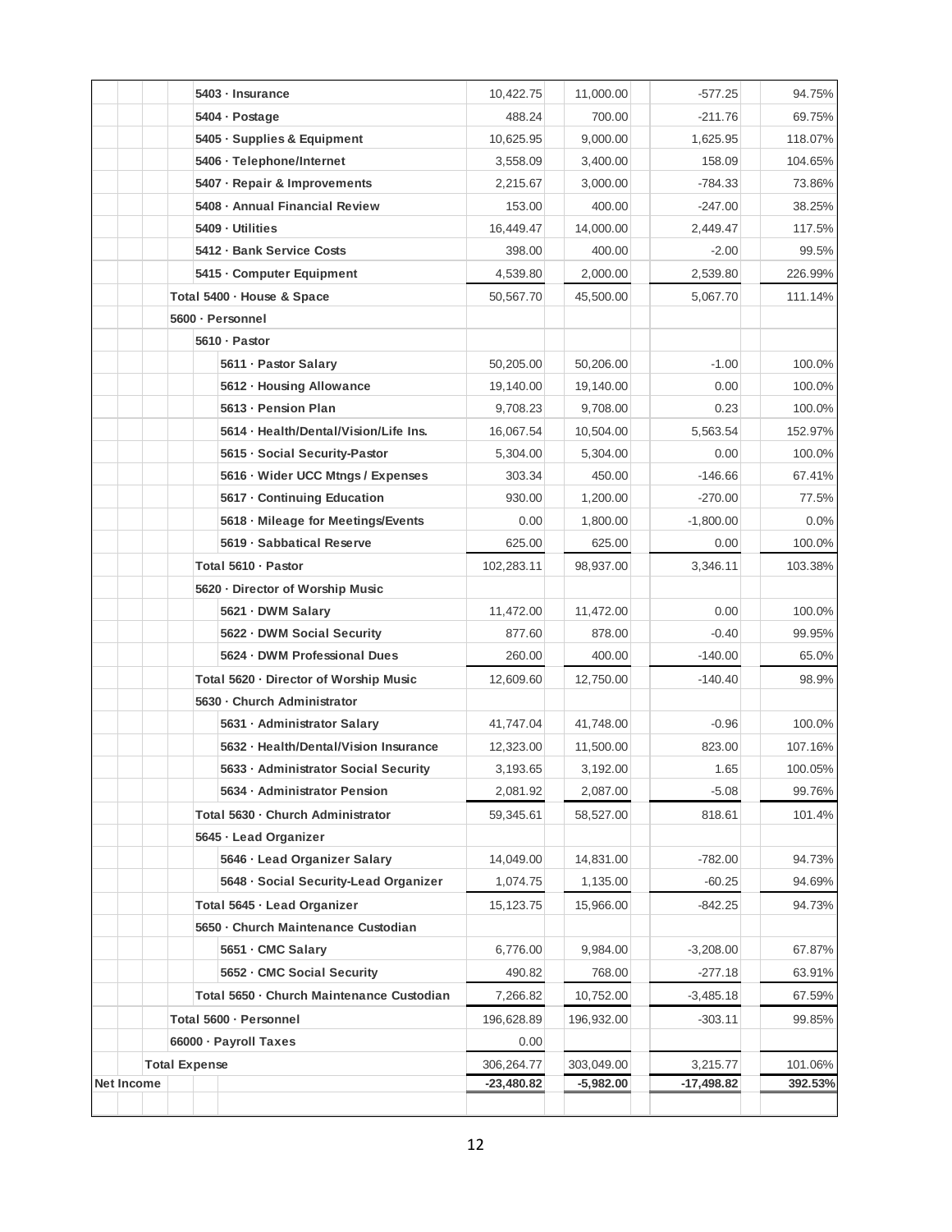| Account | Actual | Budget | $ Over Budget | % of Budget |
|---|---|---|---|---|
| 5403 · Insurance | 10,422.75 | 11,000.00 | -577.25 | 94.75% |
| 5404 · Postage | 488.24 | 700.00 | -211.76 | 69.75% |
| 5405 · Supplies & Equipment | 10,625.95 | 9,000.00 | 1,625.95 | 118.07% |
| 5406 · Telephone/Internet | 3,558.09 | 3,400.00 | 158.09 | 104.65% |
| 5407 · Repair & Improvements | 2,215.67 | 3,000.00 | -784.33 | 73.86% |
| 5408 · Annual Financial Review | 153.00 | 400.00 | -247.00 | 38.25% |
| 5409 · Utilities | 16,449.47 | 14,000.00 | 2,449.47 | 117.5% |
| 5412 · Bank Service Costs | 398.00 | 400.00 | -2.00 | 99.5% |
| 5415 · Computer Equipment | 4,539.80 | 2,000.00 | 2,539.80 | 226.99% |
| Total 5400 · House & Space | 50,567.70 | 45,500.00 | 5,067.70 | 111.14% |
| 5600 · Personnel | | | | |
| 5610 · Pastor | | | | |
| 5611 · Pastor Salary | 50,205.00 | 50,206.00 | -1.00 | 100.0% |
| 5612 · Housing Allowance | 19,140.00 | 19,140.00 | 0.00 | 100.0% |
| 5613 · Pension Plan | 9,708.23 | 9,708.00 | 0.23 | 100.0% |
| 5614 · Health/Dental/Vision/Life Ins. | 16,067.54 | 10,504.00 | 5,563.54 | 152.97% |
| 5615 · Social Security-Pastor | 5,304.00 | 5,304.00 | 0.00 | 100.0% |
| 5616 · Wider UCC Mtngs / Expenses | 303.34 | 450.00 | -146.66 | 67.41% |
| 5617 · Continuing Education | 930.00 | 1,200.00 | -270.00 | 77.5% |
| 5618 · Mileage for Meetings/Events | 0.00 | 1,800.00 | -1,800.00 | 0.0% |
| 5619 · Sabbatical Reserve | 625.00 | 625.00 | 0.00 | 100.0% |
| Total 5610 · Pastor | 102,283.11 | 98,937.00 | 3,346.11 | 103.38% |
| 5620 · Director of Worship Music | | | | |
| 5621 · DWM Salary | 11,472.00 | 11,472.00 | 0.00 | 100.0% |
| 5622 · DWM Social Security | 877.60 | 878.00 | -0.40 | 99.95% |
| 5624 · DWM Professional Dues | 260.00 | 400.00 | -140.00 | 65.0% |
| Total 5620 · Director of Worship Music | 12,609.60 | 12,750.00 | -140.40 | 98.9% |
| 5630 · Church Administrator | | | | |
| 5631 · Administrator Salary | 41,747.04 | 41,748.00 | -0.96 | 100.0% |
| 5632 · Health/Dental/Vision Insurance | 12,323.00 | 11,500.00 | 823.00 | 107.16% |
| 5633 · Administrator Social Security | 3,193.65 | 3,192.00 | 1.65 | 100.05% |
| 5634 · Administrator Pension | 2,081.92 | 2,087.00 | -5.08 | 99.76% |
| Total 5630 · Church Administrator | 59,345.61 | 58,527.00 | 818.61 | 101.4% |
| 5645 · Lead Organizer | | | | |
| 5646 · Lead Organizer Salary | 14,049.00 | 14,831.00 | -782.00 | 94.73% |
| 5648 · Social Security-Lead Organizer | 1,074.75 | 1,135.00 | -60.25 | 94.69% |
| Total 5645 · Lead Organizer | 15,123.75 | 15,966.00 | -842.25 | 94.73% |
| 5650 · Church Maintenance Custodian | | | | |
| 5651 · CMC Salary | 6,776.00 | 9,984.00 | -3,208.00 | 67.87% |
| 5652 · CMC Social Security | 490.82 | 768.00 | -277.18 | 63.91% |
| Total 5650 · Church Maintenance Custodian | 7,266.82 | 10,752.00 | -3,485.18 | 67.59% |
| Total 5600 · Personnel | 196,628.89 | 196,932.00 | -303.11 | 99.85% |
| 66000 · Payroll Taxes | 0.00 | | | |
| Total Expense | 306,264.77 | 303,049.00 | 3,215.77 | 101.06% |
| Net Income | -23,480.82 | -5,982.00 | -17,498.82 | 392.53% |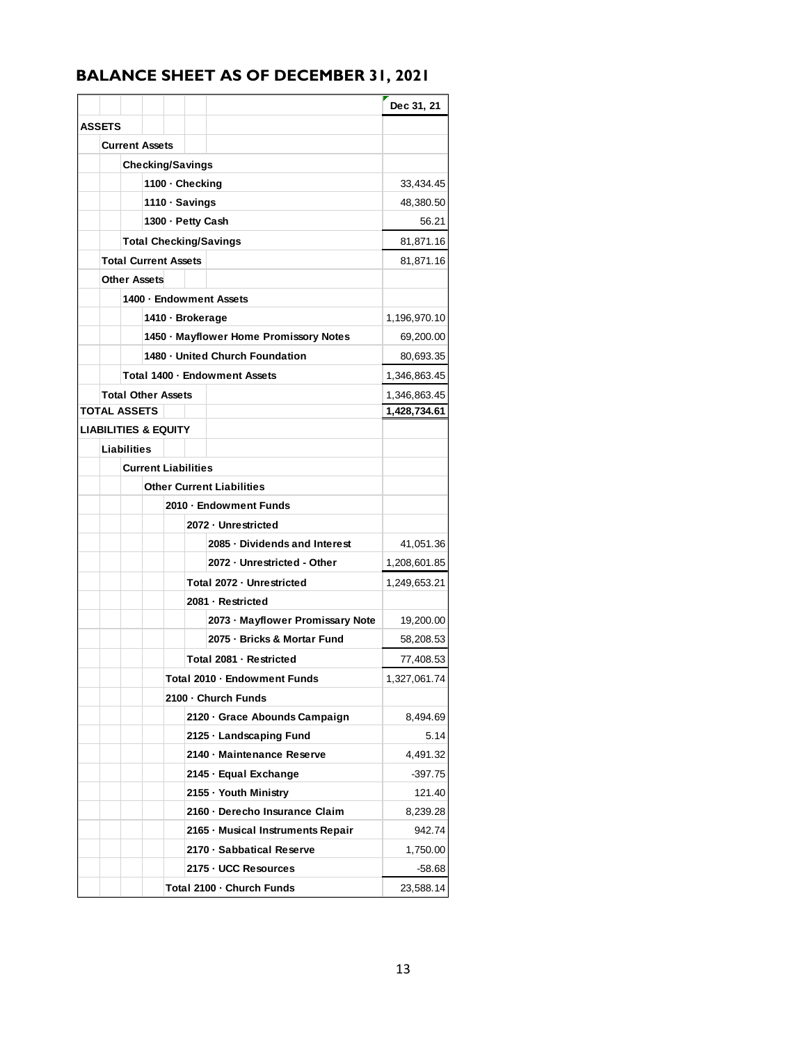# BALANCE SHEET AS OF DECEMBER 31, 2021

| | Dec 31, 21 |
|---|---|
| **ASSETS** | |
| **Current Assets** | |
| **Checking/Savings** | |
| **1100 · Checking** | 33,434.45 |
| **1110 · Savings** | 48,380.50 |
| **1300 · Petty Cash** | 56.21 |
| **Total Checking/Savings** | 81,871.16 |
| **Total Current Assets** | 81,871.16 |
| **Other Assets** | |
| **1400 · Endowment Assets** | |
| **1410 · Brokerage** | 1,196,970.10 |
| **1450 · Mayflower Home Promissory Notes** | 69,200.00 |
| **1480 · United Church Foundation** | 80,693.35 |
| **Total 1400 · Endowment Assets** | 1,346,863.45 |
| **Total Other Assets** | 1,346,863.45 |
| **TOTAL ASSETS** | 1,428,734.61 |
| **LIABILITIES & EQUITY** | |
| **Liabilities** | |
| **Current Liabilities** | |
| **Other Current Liabilities** | |
| **2010 · Endowment Funds** | |
| **2072 · Unrestricted** | |
| **2085 · Dividends and Interest** | 41,051.36 |
| **2072 · Unrestricted - Other** | 1,208,601.85 |
| **Total 2072 · Unrestricted** | 1,249,653.21 |
| **2081 · Restricted** | |
| **2073 · Mayflower Promissary Note** | 19,200.00 |
| **2075 · Bricks & Mortar Fund** | 58,208.53 |
| **Total 2081 · Restricted** | 77,408.53 |
| **Total 2010 · Endowment Funds** | 1,327,061.74 |
| **2100 · Church Funds** | |
| **2120 · Grace Abounds Campaign** | 8,494.69 |
| **2125 · Landscaping Fund** | 5.14 |
| **2140 · Maintenance Reserve** | 4,491.32 |
| **2145 · Equal Exchange** | -397.75 |
| **2155 · Youth Ministry** | 121.40 |
| **2160 · Derecho Insurance Claim** | 8,239.28 |
| **2165 · Musical Instruments Repair** | 942.74 |
| **2170 · Sabbatical Reserve** | 1,750.00 |
| **2175 · UCC Resources** | -58.68 |
| **Total 2100 · Church Funds** | 23,588.14 |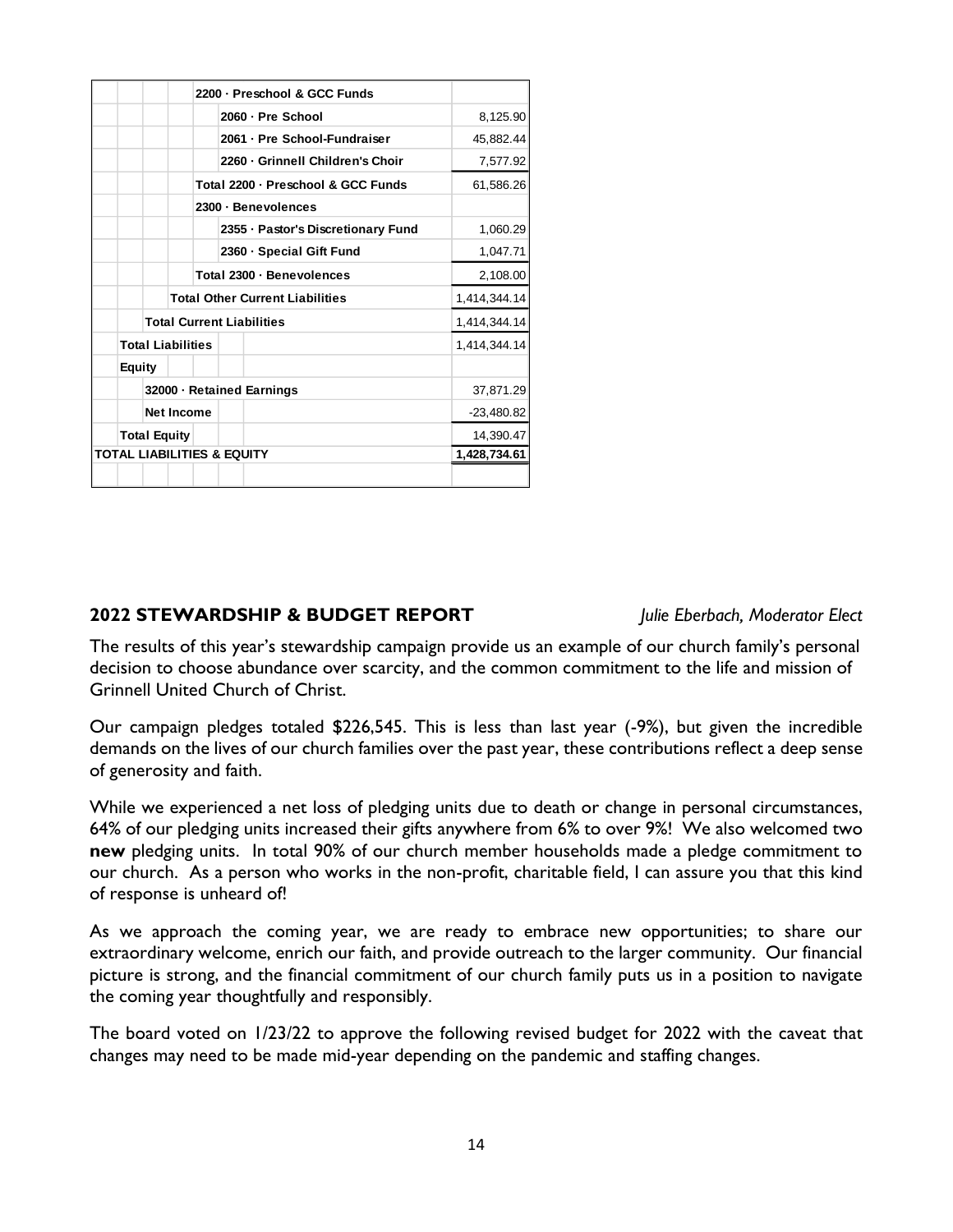| Account | Amount |
|---|---|
| 2200 · Preschool & GCC Funds | |
| 2060 · Pre School | 8,125.90 |
| 2061 · Pre School-Fundraiser | 45,882.44 |
| 2260 · Grinnell Children's Choir | 7,577.92 |
| Total 2200 · Preschool & GCC Funds | 61,586.26 |
| 2300 · Benevolences | |
| 2355 · Pastor's Discretionary Fund | 1,060.29 |
| 2360 · Special Gift Fund | 1,047.71 |
| Total 2300 · Benevolences | 2,108.00 |
| Total Other Current Liabilities | 1,414,344.14 |
| Total Current Liabilities | 1,414,344.14 |
| Total Liabilities | 1,414,344.14 |
| Equity | |
| 32000 · Retained Earnings | 37,871.29 |
| Net Income | -23,480.82 |
| Total Equity | 14,390.47 |
| TOTAL LIABILITIES & EQUITY | 1,428,734.61 |

## 2022 STEWARDSHIP & BUDGET REPORT

*Julie Eberbach, Moderator Elect*

The results of this year's stewardship campaign provide us an example of our church family's personal decision to choose abundance over scarcity, and the common commitment to the life and mission of Grinnell United Church of Christ.

Our campaign pledges totaled $226,545. This is less than last year (-9%), but given the incredible demands on the lives of our church families over the past year, these contributions reflect a deep sense of generosity and faith.

While we experienced a net loss of pledging units due to death or change in personal circumstances, 64% of our pledging units increased their gifts anywhere from 6% to over 9%! We also welcomed two **new** pledging units. In total 90% of our church member households made a pledge commitment to our church. As a person who works in the non-profit, charitable field, I can assure you that this kind of response is unheard of!

As we approach the coming year, we are ready to embrace new opportunities; to share our extraordinary welcome, enrich our faith, and provide outreach to the larger community. Our financial picture is strong, and the financial commitment of our church family puts us in a position to navigate the coming year thoughtfully and responsibly.

The board voted on 1/23/22 to approve the following revised budget for 2022 with the caveat that changes may need to be made mid-year depending on the pandemic and staffing changes.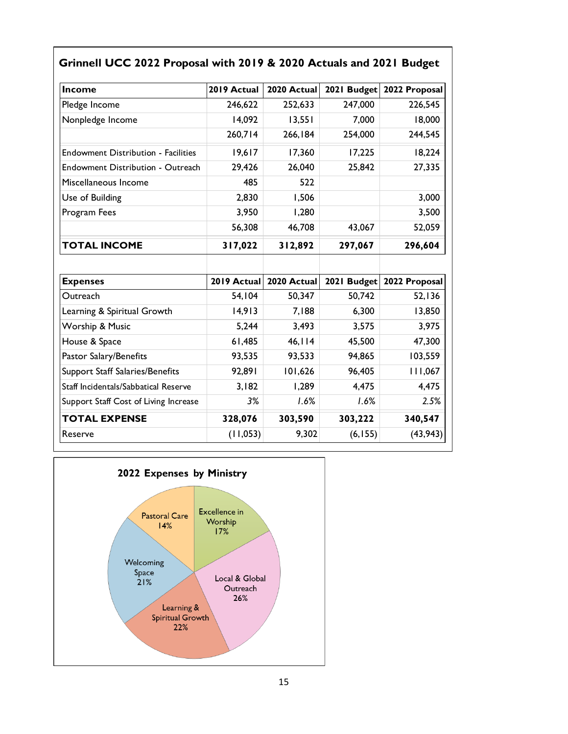## Grinnell UCC 2022 Proposal with 2019 & 2020 Actuals and 2021 Budget

| Income | 2019 Actual | 2020 Actual | 2021 Budget | 2022 Proposal |
|---|---|---|---|---|
| Pledge Income | 246,622 | 252,633 | 247,000 | 226,545 |
| Nonpledge Income | 14,092 | 13,551 | 7,000 | 18,000 |
| | 260,714 | 266,184 | 254,000 | 244,545 |
| Endowment Distribution - Facilities | 19,617 | 17,360 | 17,225 | 18,224 |
| Endowment Distribution - Outreach | 29,426 | 26,040 | 25,842 | 27,335 |
| Miscellaneous Income | 485 | 522 | | |
| Use of Building | 2,830 | 1,506 | | 3,000 |
| Program Fees | 3,950 | 1,280 | | 3,500 |
| | 56,308 | 46,708 | 43,067 | 52,059 |
| **TOTAL INCOME** | **317,022** | **312,892** | **297,067** | **296,604** |

| Expenses | 2019 Actual | 2020 Actual | 2021 Budget | 2022 Proposal |
|---|---|---|---|---|
| Outreach | 54,104 | 50,347 | 50,742 | 52,136 |
| Learning & Spiritual Growth | 14,913 | 7,188 | 6,300 | 13,850 |
| Worship & Music | 5,244 | 3,493 | 3,575 | 3,975 |
| House & Space | 61,485 | 46,114 | 45,500 | 47,300 |
| Pastor Salary/Benefits | 93,535 | 93,533 | 94,865 | 103,559 |
| Support Staff Salaries/Benefits | 92,891 | 101,626 | 96,405 | 111,067 |
| Staff Incidentals/Sabbatical Reserve | 3,182 | 1,289 | 4,475 | 4,475 |
| Support Staff Cost of Living Increase | *3%* | *1.6%* | *1.6%* | *2.5%* |
| **TOTAL EXPENSE** | **328,076** | **303,590** | **303,222** | **340,547** |
| Reserve | (11,053) | 9,302 | (6,155) | (43,943) |

### 2022 Expenses by Ministry

| Ministry | Share |
|---|---|
| Excellence in Worship | 17% |
| Local & Global Outreach | 26% |
| Learning & Spiritual Growth | 22% |
| Welcoming Space | 21% |
| Pastoral Care | 14% |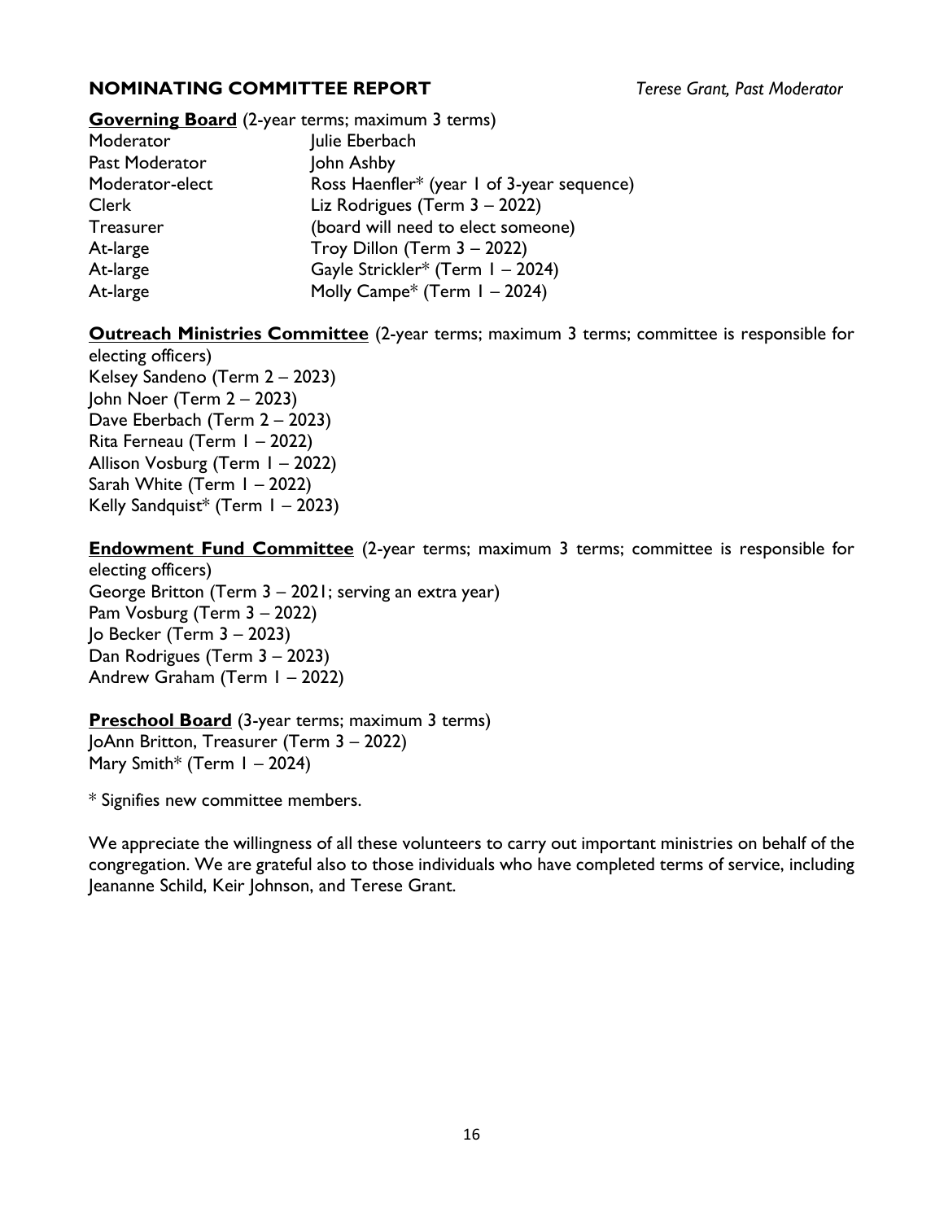## NOMINATING COMMITTEE REPORT

*Terese Grant, Past Moderator*

**Governing Board** (2-year terms; maximum 3 terms)

| | |
|---|---|
| Moderator | Julie Eberbach |
| Past Moderator | John Ashby |
| Moderator-elect | Ross Haenfler* (year 1 of 3-year sequence) |
| Clerk | Liz Rodrigues (Term 3 – 2022) |
| Treasurer | (board will need to elect someone) |
| At-large | Troy Dillon (Term 3 – 2022) |
| At-large | Gayle Strickler* (Term 1 – 2024) |
| At-large | Molly Campe* (Term 1 – 2024) |

**Outreach Ministries Committee** (2-year terms; maximum 3 terms; committee is responsible for electing officers)

Kelsey Sandeno (Term 2 – 2023)
John Noer (Term 2 – 2023)
Dave Eberbach (Term 2 – 2023)
Rita Ferneau (Term 1 – 2022)
Allison Vosburg (Term 1 – 2022)
Sarah White (Term 1 – 2022)
Kelly Sandquist* (Term 1 – 2023)

**Endowment Fund Committee** (2-year terms; maximum 3 terms; committee is responsible for electing officers)

George Britton (Term 3 – 2021; serving an extra year)
Pam Vosburg (Term 3 – 2022)
Jo Becker (Term 3 – 2023)
Dan Rodrigues (Term 3 – 2023)
Andrew Graham (Term 1 – 2022)

**Preschool Board** (3-year terms; maximum 3 terms)

JoAnn Britton, Treasurer (Term 3 – 2022)
Mary Smith* (Term 1 – 2024)

* Signifies new committee members.

We appreciate the willingness of all these volunteers to carry out important ministries on behalf of the congregation. We are grateful also to those individuals who have completed terms of service, including Jeananne Schild, Keir Johnson, and Terese Grant.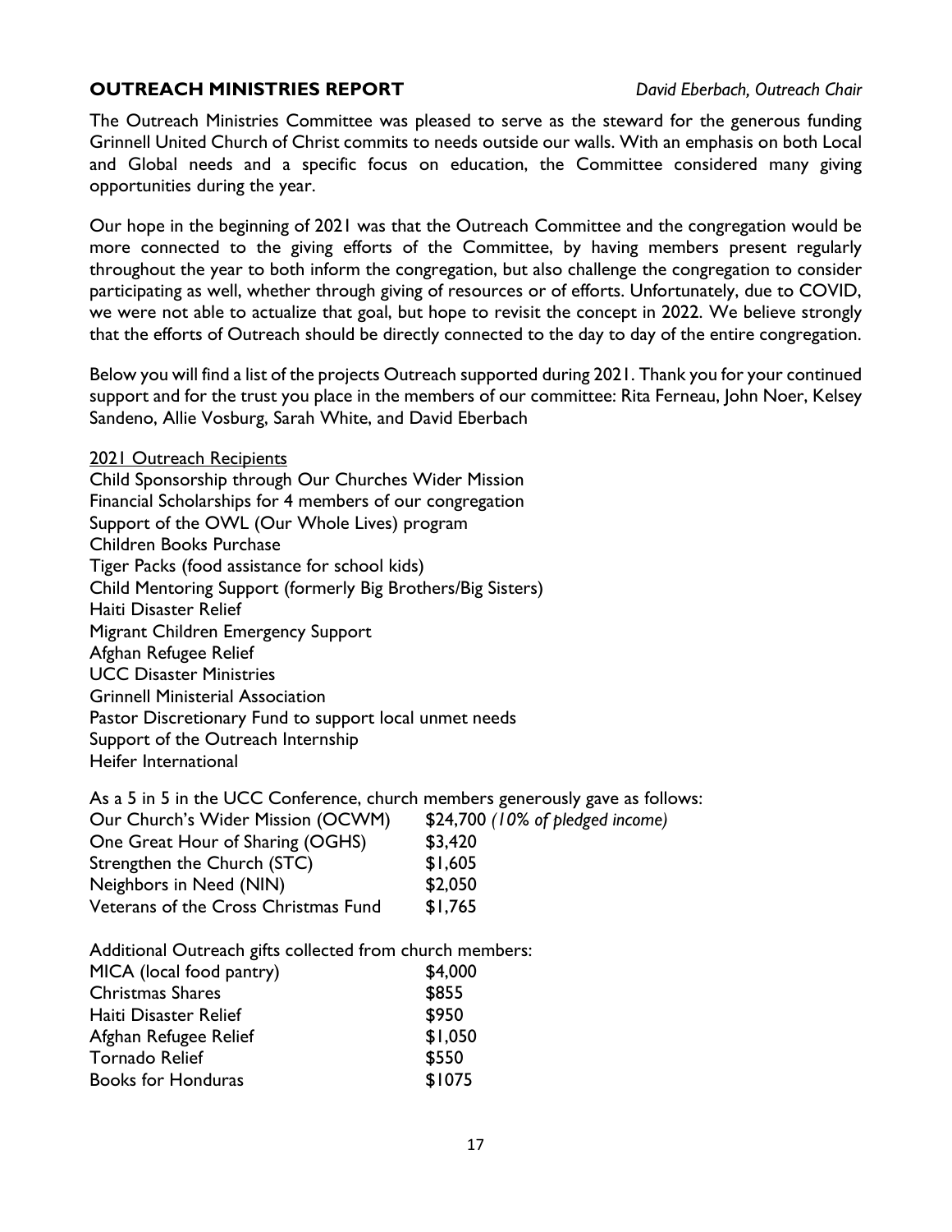## OUTREACH MINISTRIES REPORT

*David Eberbach, Outreach Chair*

The Outreach Ministries Committee was pleased to serve as the steward for the generous funding Grinnell United Church of Christ commits to needs outside our walls. With an emphasis on both Local and Global needs and a specific focus on education, the Committee considered many giving opportunities during the year.

Our hope in the beginning of 2021 was that the Outreach Committee and the congregation would be more connected to the giving efforts of the Committee, by having members present regularly throughout the year to both inform the congregation, but also challenge the congregation to consider participating as well, whether through giving of resources or of efforts. Unfortunately, due to COVID, we were not able to actualize that goal, but hope to revisit the concept in 2022. We believe strongly that the efforts of Outreach should be directly connected to the day to day of the entire congregation.

Below you will find a list of the projects Outreach supported during 2021. Thank you for your continued support and for the trust you place in the members of our committee: Rita Ferneau, John Noer, Kelsey Sandeno, Allie Vosburg, Sarah White, and David Eberbach

<u>2021 Outreach Recipients</u>

Child Sponsorship through Our Churches Wider Mission
Financial Scholarships for 4 members of our congregation
Support of the OWL (Our Whole Lives) program
Children Books Purchase
Tiger Packs (food assistance for school kids)
Child Mentoring Support (formerly Big Brothers/Big Sisters)
Haiti Disaster Relief
Migrant Children Emergency Support
Afghan Refugee Relief
UCC Disaster Ministries
Grinnell Ministerial Association
Pastor Discretionary Fund to support local unmet needs
Support of the Outreach Internship
Heifer International

As a 5 in 5 in the UCC Conference, church members generously gave as follows:

| | |
|---|---|
| Our Church's Wider Mission (OCWM) | $24,700 *(10% of pledged income)* |
| One Great Hour of Sharing (OGHS) | $3,420 |
| Strengthen the Church (STC) | $1,605 |
| Neighbors in Need (NIN) | $2,050 |
| Veterans of the Cross Christmas Fund | $1,765 |

Additional Outreach gifts collected from church members:

| | |
|---|---|
| MICA (local food pantry) | $4,000 |
| Christmas Shares | $855 |
| Haiti Disaster Relief | $950 |
| Afghan Refugee Relief | $1,050 |
| Tornado Relief | $550 |
| Books for Honduras | $1075 |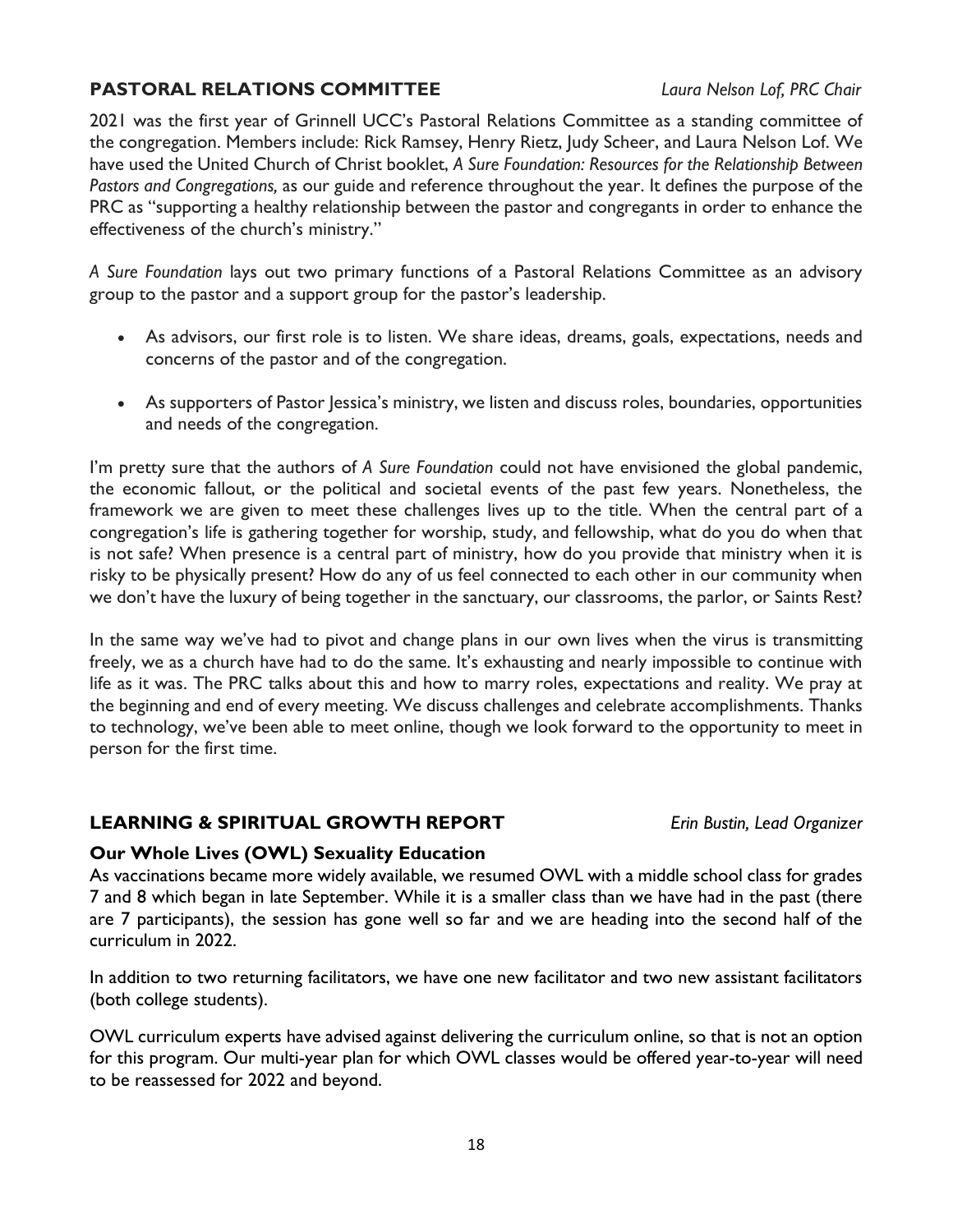## PASTORAL RELATIONS COMMITTEE

*Laura Nelson Lof, PRC Chair*

2021 was the first year of Grinnell UCC's Pastoral Relations Committee as a standing committee of the congregation. Members include: Rick Ramsey, Henry Rietz, Judy Scheer, and Laura Nelson Lof. We have used the United Church of Christ booklet, *A Sure Foundation: Resources for the Relationship Between Pastors and Congregations,* as our guide and reference throughout the year. It defines the purpose of the PRC as "supporting a healthy relationship between the pastor and congregants in order to enhance the effectiveness of the church's ministry."

*A Sure Foundation* lays out two primary functions of a Pastoral Relations Committee as an advisory group to the pastor and a support group for the pastor's leadership.

- As advisors, our first role is to listen. We share ideas, dreams, goals, expectations, needs and concerns of the pastor and of the congregation.
- As supporters of Pastor Jessica's ministry, we listen and discuss roles, boundaries, opportunities and needs of the congregation.

I'm pretty sure that the authors of *A Sure Foundation* could not have envisioned the global pandemic, the economic fallout, or the political and societal events of the past few years. Nonetheless, the framework we are given to meet these challenges lives up to the title. When the central part of a congregation's life is gathering together for worship, study, and fellowship, what do you do when that is not safe? When presence is a central part of ministry, how do you provide that ministry when it is risky to be physically present? How do any of us feel connected to each other in our community when we don't have the luxury of being together in the sanctuary, our classrooms, the parlor, or Saints Rest?

In the same way we've had to pivot and change plans in our own lives when the virus is transmitting freely, we as a church have had to do the same. It's exhausting and nearly impossible to continue with life as it was. The PRC talks about this and how to marry roles, expectations and reality. We pray at the beginning and end of every meeting. We discuss challenges and celebrate accomplishments. Thanks to technology, we've been able to meet online, though we look forward to the opportunity to meet in person for the first time.

## LEARNING & SPIRITUAL GROWTH REPORT

*Erin Bustin, Lead Organizer*

### Our Whole Lives (OWL) Sexuality Education

As vaccinations became more widely available, we resumed OWL with a middle school class for grades 7 and 8 which began in late September. While it is a smaller class than we have had in the past (there are 7 participants), the session has gone well so far and we are heading into the second half of the curriculum in 2022.

In addition to two returning facilitators, we have one new facilitator and two new assistant facilitators (both college students).

OWL curriculum experts have advised against delivering the curriculum online, so that is not an option for this program. Our multi-year plan for which OWL classes would be offered year-to-year will need to be reassessed for 2022 and beyond.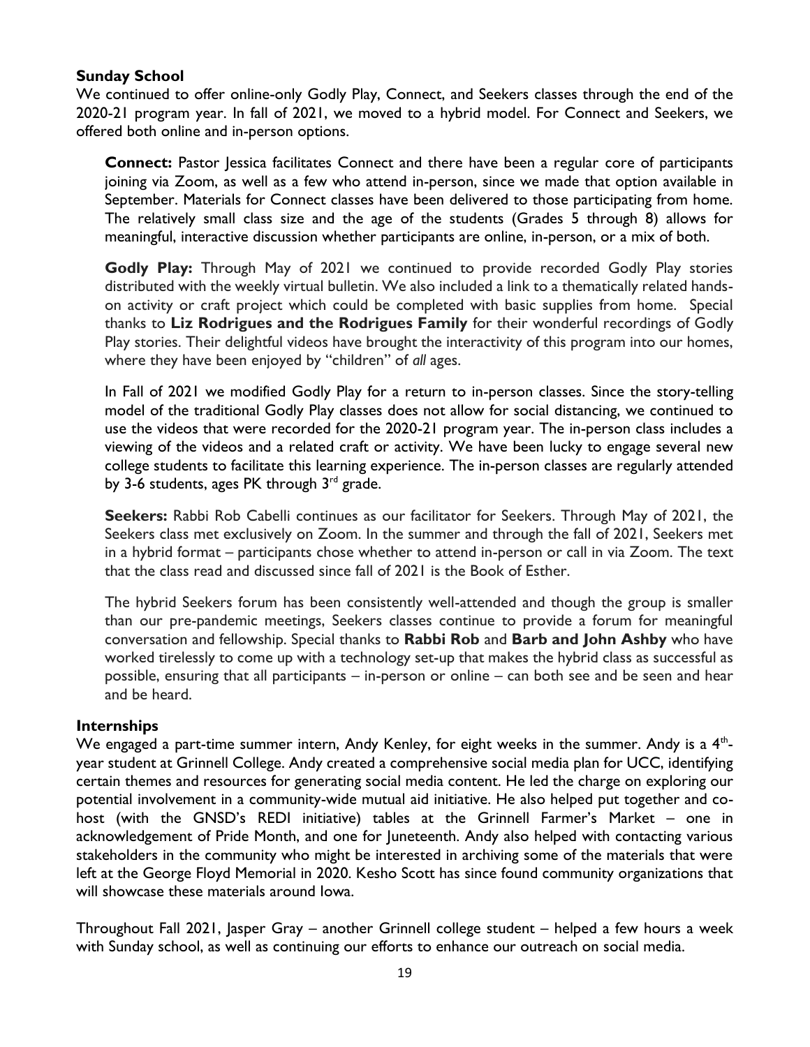## Sunday School

We continued to offer online-only Godly Play, Connect, and Seekers classes through the end of the 2020-21 program year. In fall of 2021, we moved to a hybrid model. For Connect and Seekers, we offered both online and in-person options.

**Connect:** Pastor Jessica facilitates Connect and there have been a regular core of participants joining via Zoom, as well as a few who attend in-person, since we made that option available in September. Materials for Connect classes have been delivered to those participating from home. The relatively small class size and the age of the students (Grades 5 through 8) allows for meaningful, interactive discussion whether participants are online, in-person, or a mix of both.

**Godly Play:** Through May of 2021 we continued to provide recorded Godly Play stories distributed with the weekly virtual bulletin. We also included a link to a thematically related hands-on activity or craft project which could be completed with basic supplies from home. Special thanks to **Liz Rodrigues and the Rodrigues Family** for their wonderful recordings of Godly Play stories. Their delightful videos have brought the interactivity of this program into our homes, where they have been enjoyed by "children" of *all* ages.

In Fall of 2021 we modified Godly Play for a return to in-person classes. Since the story-telling model of the traditional Godly Play classes does not allow for social distancing, we continued to use the videos that were recorded for the 2020-21 program year. The in-person class includes a viewing of the videos and a related craft or activity. We have been lucky to engage several new college students to facilitate this learning experience. The in-person classes are regularly attended by 3-6 students, ages PK through 3rd grade.

**Seekers:** Rabbi Rob Cabelli continues as our facilitator for Seekers. Through May of 2021, the Seekers class met exclusively on Zoom. In the summer and through the fall of 2021, Seekers met in a hybrid format – participants chose whether to attend in-person or call in via Zoom. The text that the class read and discussed since fall of 2021 is the Book of Esther.

The hybrid Seekers forum has been consistently well-attended and though the group is smaller than our pre-pandemic meetings, Seekers classes continue to provide a forum for meaningful conversation and fellowship. Special thanks to **Rabbi Rob** and **Barb and John Ashby** who have worked tirelessly to come up with a technology set-up that makes the hybrid class as successful as possible, ensuring that all participants – in-person or online – can both see and be seen and hear and be heard.

## Internships

We engaged a part-time summer intern, Andy Kenley, for eight weeks in the summer. Andy is a 4th-year student at Grinnell College. Andy created a comprehensive social media plan for UCC, identifying certain themes and resources for generating social media content. He led the charge on exploring our potential involvement in a community-wide mutual aid initiative. He also helped put together and co-host (with the GNSD's REDI initiative) tables at the Grinnell Farmer's Market – one in acknowledgement of Pride Month, and one for Juneteenth. Andy also helped with contacting various stakeholders in the community who might be interested in archiving some of the materials that were left at the George Floyd Memorial in 2020. Kesho Scott has since found community organizations that will showcase these materials around Iowa.

Throughout Fall 2021, Jasper Gray – another Grinnell college student – helped a few hours a week with Sunday school, as well as continuing our efforts to enhance our outreach on social media.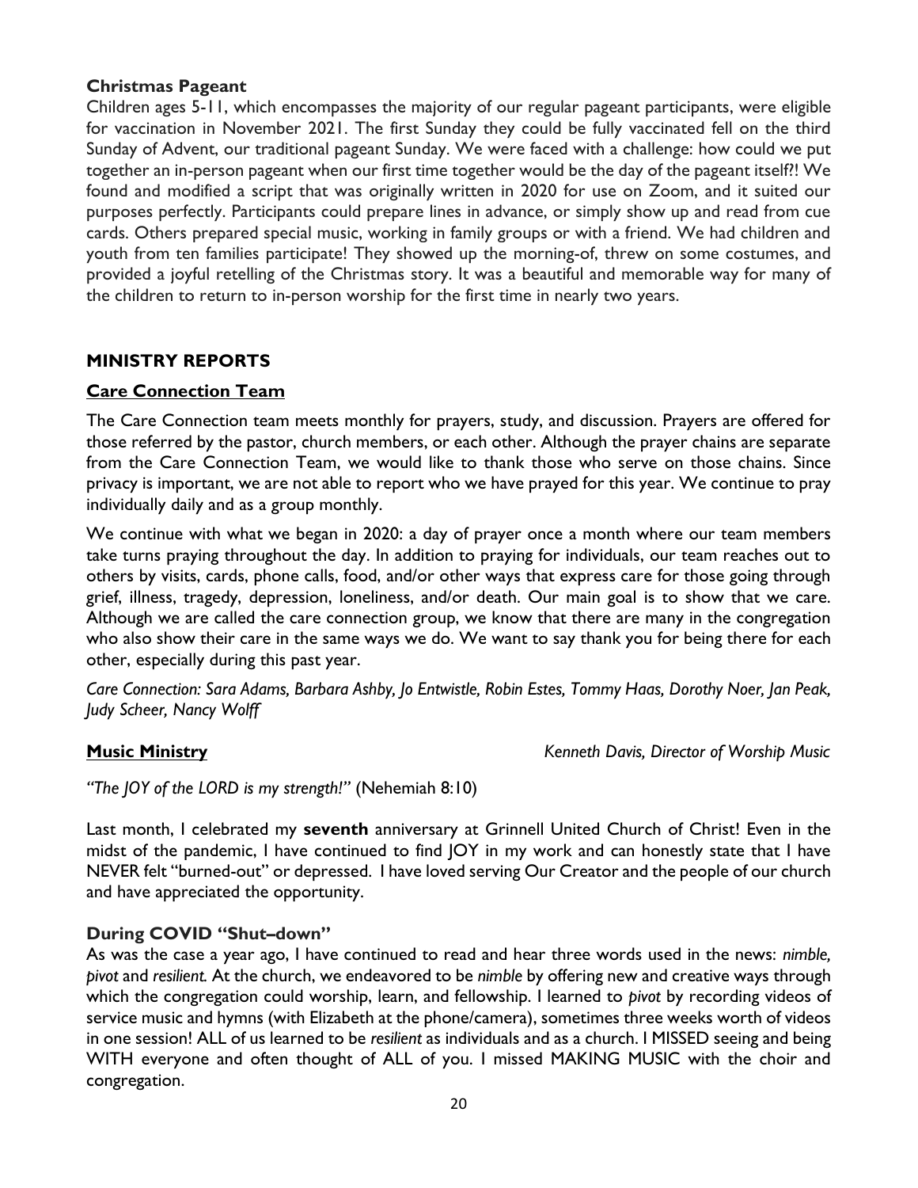### Christmas Pageant

Children ages 5-11, which encompasses the majority of our regular pageant participants, were eligible for vaccination in November 2021. The first Sunday they could be fully vaccinated fell on the third Sunday of Advent, our traditional pageant Sunday. We were faced with a challenge: how could we put together an in-person pageant when our first time together would be the day of the pageant itself?! We found and modified a script that was originally written in 2020 for use on Zoom, and it suited our purposes perfectly. Participants could prepare lines in advance, or simply show up and read from cue cards. Others prepared special music, working in family groups or with a friend. We had children and youth from ten families participate! They showed up the morning-of, threw on some costumes, and provided a joyful retelling of the Christmas story. It was a beautiful and memorable way for many of the children to return to in-person worship for the first time in nearly two years.

## MINISTRY REPORTS

### Care Connection Team

The Care Connection team meets monthly for prayers, study, and discussion. Prayers are offered for those referred by the pastor, church members, or each other. Although the prayer chains are separate from the Care Connection Team, we would like to thank those who serve on those chains. Since privacy is important, we are not able to report who we have prayed for this year. We continue to pray individually daily and as a group monthly.

We continue with what we began in 2020: a day of prayer once a month where our team members take turns praying throughout the day. In addition to praying for individuals, our team reaches out to others by visits, cards, phone calls, food, and/or other ways that express care for those going through grief, illness, tragedy, depression, loneliness, and/or death. Our main goal is to show that we care. Although we are called the care connection group, we know that there are many in the congregation who also show their care in the same ways we do. We want to say thank you for being there for each other, especially during this past year.

*Care Connection: Sara Adams, Barbara Ashby, Jo Entwistle, Robin Estes, Tommy Haas, Dorothy Noer, Jan Peak, Judy Scheer, Nancy Wolff*

### Music Ministry

*Kenneth Davis, Director of Worship Music*

*"The JOY of the LORD is my strength!"* (Nehemiah 8:10)

Last month, I celebrated my **seventh** anniversary at Grinnell United Church of Christ! Even in the midst of the pandemic, I have continued to find JOY in my work and can honestly state that I have NEVER felt "burned-out" or depressed. I have loved serving Our Creator and the people of our church and have appreciated the opportunity.

#### During COVID "Shut–down"

As was the case a year ago, I have continued to read and hear three words used in the news: *nimble, pivot* and *resilient.* At the church, we endeavored to be *nimble* by offering new and creative ways through which the congregation could worship, learn, and fellowship. I learned to *pivot* by recording videos of service music and hymns (with Elizabeth at the phone/camera), sometimes three weeks worth of videos in one session! ALL of us learned to be *resilient* as individuals and as a church. I MISSED seeing and being WITH everyone and often thought of ALL of you. I missed MAKING MUSIC with the choir and congregation.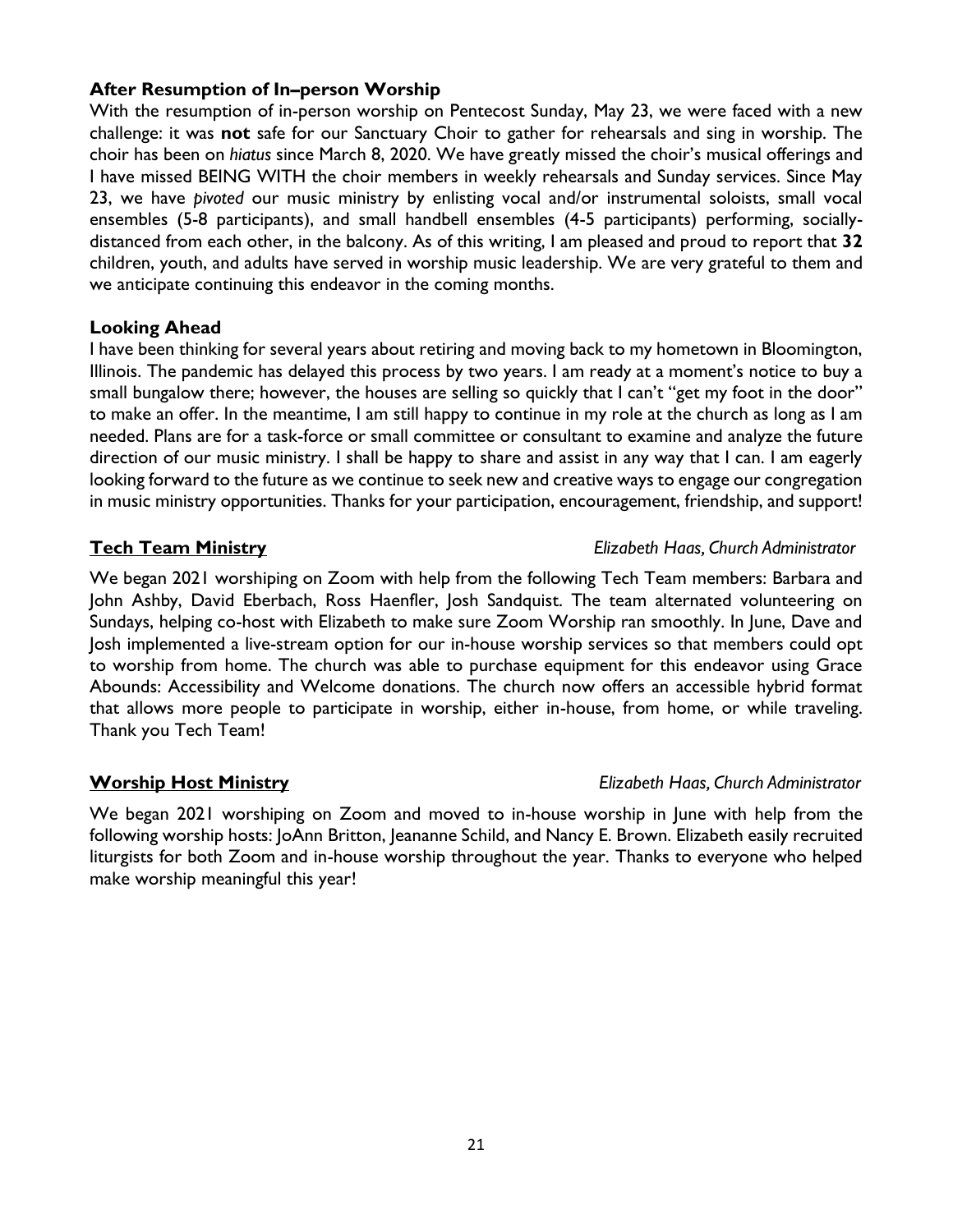### After Resumption of In–person Worship

With the resumption of in-person worship on Pentecost Sunday, May 23, we were faced with a new challenge: it was **not** safe for our Sanctuary Choir to gather for rehearsals and sing in worship. The choir has been on *hiatus* since March 8, 2020. We have greatly missed the choir's musical offerings and I have missed BEING WITH the choir members in weekly rehearsals and Sunday services. Since May 23, we have *pivoted* our music ministry by enlisting vocal and/or instrumental soloists, small vocal ensembles (5-8 participants), and small handbell ensembles (4-5 participants) performing, socially-distanced from each other, in the balcony. As of this writing, I am pleased and proud to report that **32** children, youth, and adults have served in worship music leadership. We are very grateful to them and we anticipate continuing this endeavor in the coming months.

### Looking Ahead

I have been thinking for several years about retiring and moving back to my hometown in Bloomington, Illinois. The pandemic has delayed this process by two years. I am ready at a moment's notice to buy a small bungalow there; however, the houses are selling so quickly that I can't "get my foot in the door" to make an offer. In the meantime, I am still happy to continue in my role at the church as long as I am needed. Plans are for a task-force or small committee or consultant to examine and analyze the future direction of our music ministry. I shall be happy to share and assist in any way that I can. I am eagerly looking forward to the future as we continue to seek new and creative ways to engage our congregation in music ministry opportunities. Thanks for your participation, encouragement, friendship, and support!

## Tech Team Ministry

*Elizabeth Haas, Church Administrator*

We began 2021 worshiping on Zoom with help from the following Tech Team members: Barbara and John Ashby, David Eberbach, Ross Haenfler, Josh Sandquist. The team alternated volunteering on Sundays, helping co-host with Elizabeth to make sure Zoom Worship ran smoothly. In June, Dave and Josh implemented a live-stream option for our in-house worship services so that members could opt to worship from home. The church was able to purchase equipment for this endeavor using Grace Abounds: Accessibility and Welcome donations. The church now offers an accessible hybrid format that allows more people to participate in worship, either in-house, from home, or while traveling. Thank you Tech Team!

## Worship Host Ministry

*Elizabeth Haas, Church Administrator*

We began 2021 worshiping on Zoom and moved to in-house worship in June with help from the following worship hosts: JoAnn Britton, Jeananne Schild, and Nancy E. Brown. Elizabeth easily recruited liturgists for both Zoom and in-house worship throughout the year. Thanks to everyone who helped make worship meaningful this year!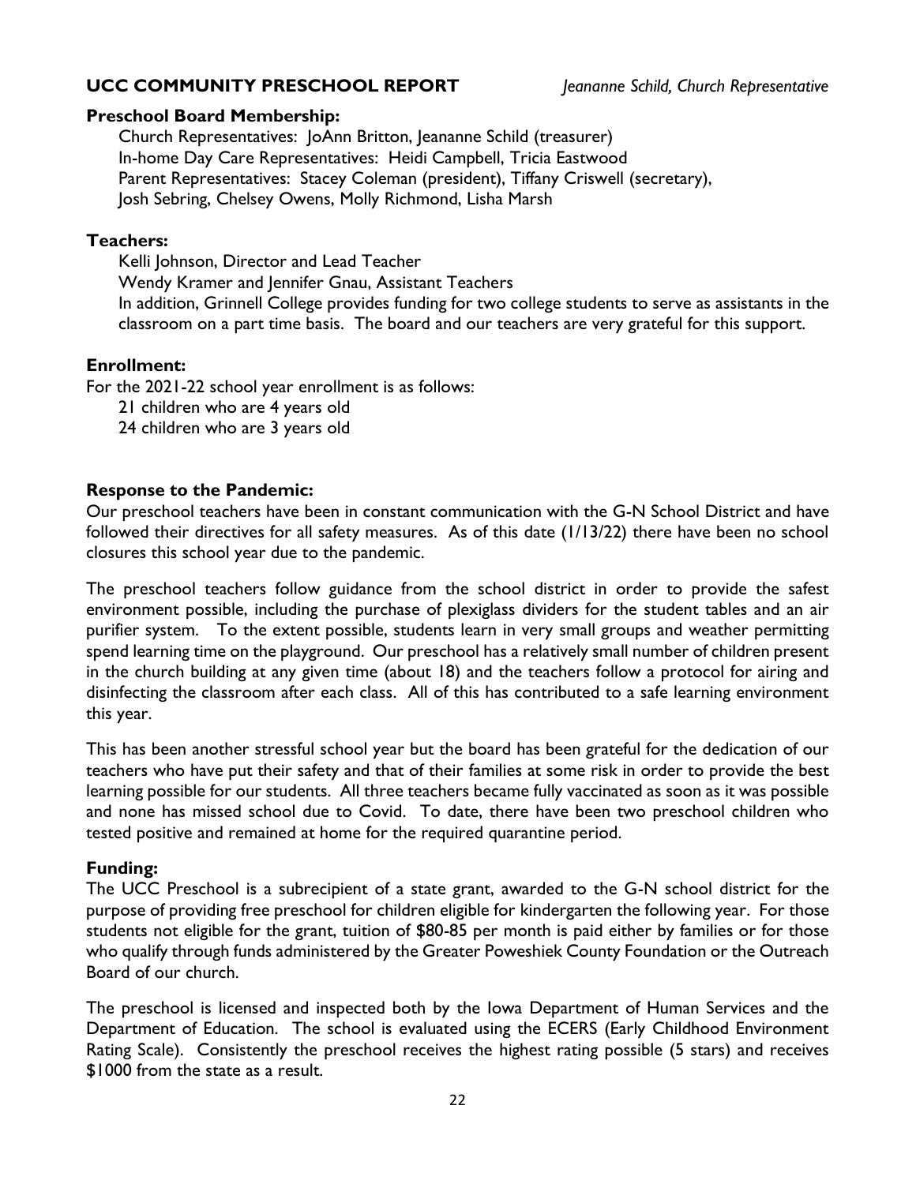## UCC COMMUNITY PRESCHOOL REPORT

*Jeananne Schild, Church Representative*

**Preschool Board Membership:**

Church Representatives: JoAnn Britton, Jeananne Schild (treasurer)
In-home Day Care Representatives: Heidi Campbell, Tricia Eastwood
Parent Representatives: Stacey Coleman (president), Tiffany Criswell (secretary), Josh Sebring, Chelsey Owens, Molly Richmond, Lisha Marsh

**Teachers:**

Kelli Johnson, Director and Lead Teacher
Wendy Kramer and Jennifer Gnau, Assistant Teachers
In addition, Grinnell College provides funding for two college students to serve as assistants in the classroom on a part time basis. The board and our teachers are very grateful for this support.

**Enrollment:**

For the 2021-22 school year enrollment is as follows:

21 children who are 4 years old
24 children who are 3 years old

**Response to the Pandemic:**

Our preschool teachers have been in constant communication with the G-N School District and have followed their directives for all safety measures. As of this date (1/13/22) there have been no school closures this school year due to the pandemic.

The preschool teachers follow guidance from the school district in order to provide the safest environment possible, including the purchase of plexiglass dividers for the student tables and an air purifier system. To the extent possible, students learn in very small groups and weather permitting spend learning time on the playground. Our preschool has a relatively small number of children present in the church building at any given time (about 18) and the teachers follow a protocol for airing and disinfecting the classroom after each class. All of this has contributed to a safe learning environment this year.

This has been another stressful school year but the board has been grateful for the dedication of our teachers who have put their safety and that of their families at some risk in order to provide the best learning possible for our students. All three teachers became fully vaccinated as soon as it was possible and none has missed school due to Covid. To date, there have been two preschool children who tested positive and remained at home for the required quarantine period.

**Funding:**

The UCC Preschool is a subrecipient of a state grant, awarded to the G-N school district for the purpose of providing free preschool for children eligible for kindergarten the following year. For those students not eligible for the grant, tuition of $80-85 per month is paid either by families or for those who qualify through funds administered by the Greater Poweshiek County Foundation or the Outreach Board of our church.

The preschool is licensed and inspected both by the Iowa Department of Human Services and the Department of Education. The school is evaluated using the ECERS (Early Childhood Environment Rating Scale). Consistently the preschool receives the highest rating possible (5 stars) and receives $1000 from the state as a result.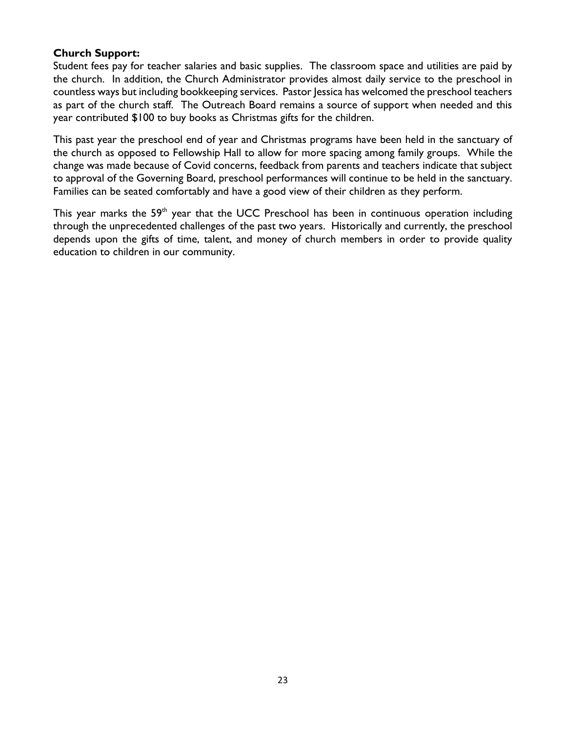**Church Support:**

Student fees pay for teacher salaries and basic supplies. The classroom space and utilities are paid by the church. In addition, the Church Administrator provides almost daily service to the preschool in countless ways but including bookkeeping services. Pastor Jessica has welcomed the preschool teachers as part of the church staff. The Outreach Board remains a source of support when needed and this year contributed $100 to buy books as Christmas gifts for the children.

This past year the preschool end of year and Christmas programs have been held in the sanctuary of the church as opposed to Fellowship Hall to allow for more spacing among family groups. While the change was made because of Covid concerns, feedback from parents and teachers indicate that subject to approval of the Governing Board, preschool performances will continue to be held in the sanctuary. Families can be seated comfortably and have a good view of their children as they perform.

This year marks the 59th year that the UCC Preschool has been in continuous operation including through the unprecedented challenges of the past two years. Historically and currently, the preschool depends upon the gifts of time, talent, and money of church members in order to provide quality education to children in our community.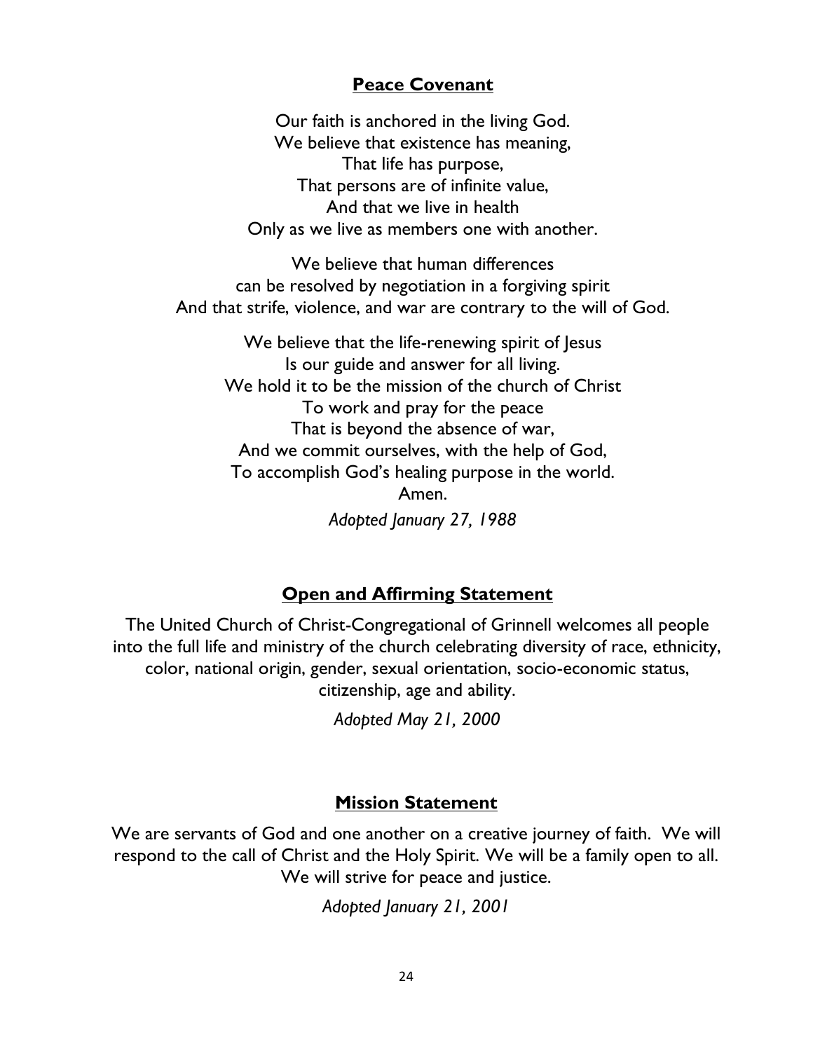## Peace Covenant

Our faith is anchored in the living God.
We believe that existence has meaning,
That life has purpose,
That persons are of infinite value,
And that we live in health
Only as we live as members one with another.

We believe that human differences
can be resolved by negotiation in a forgiving spirit
And that strife, violence, and war are contrary to the will of God.

We believe that the life-renewing spirit of Jesus
Is our guide and answer for all living.
We hold it to be the mission of the church of Christ
To work and pray for the peace
That is beyond the absence of war,
And we commit ourselves, with the help of God,
To accomplish God's healing purpose in the world.
Amen.

*Adopted January 27, 1988*

## Open and Affirming Statement

The United Church of Christ-Congregational of Grinnell welcomes all people into the full life and ministry of the church celebrating diversity of race, ethnicity, color, national origin, gender, sexual orientation, socio-economic status, citizenship, age and ability.

*Adopted May 21, 2000*

## Mission Statement

We are servants of God and one another on a creative journey of faith. We will respond to the call of Christ and the Holy Spirit. We will be a family open to all. We will strive for peace and justice.

*Adopted January 21, 2001*